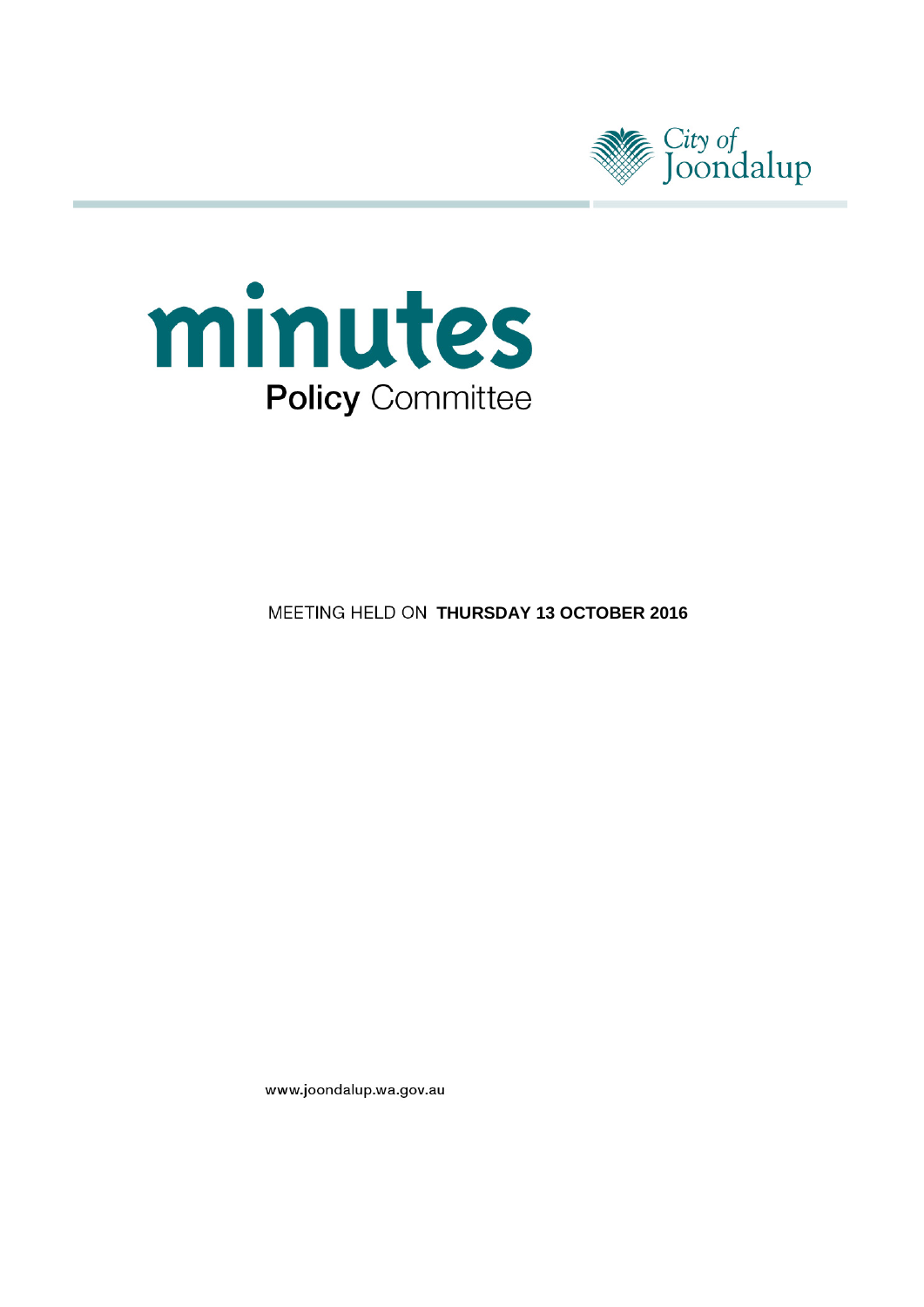City of Joondalup

# minutes

## Policy Committee

MEETING HELD ON **THURSDAY 13 OCTOBER 2016**

www.joondalup.wa.gov.au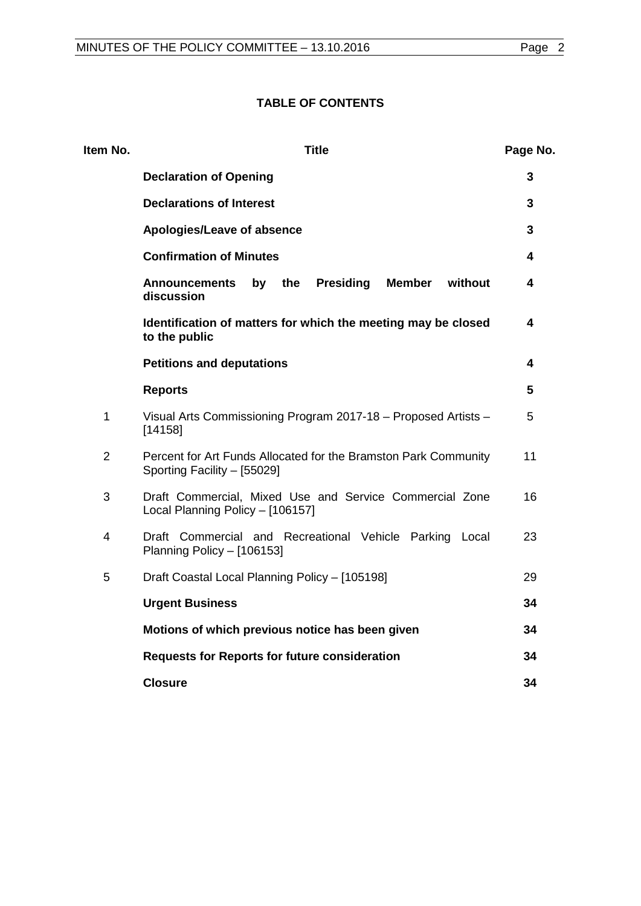# TABLE OF CONTENTS

| Item No. | Title | Page No. |
|---|---|---|
| | **Declaration of Opening** | **3** |
| | **Declarations of Interest** | **3** |
| | **Apologies/Leave of absence** | **3** |
| | **Confirmation of Minutes** | **4** |
| | **Announcements by the Presiding Member without discussion** | **4** |
| | **Identification of matters for which the meeting may be closed to the public** | **4** |
| | **Petitions and deputations** | **4** |
| | **Reports** | **5** |
| 1 | Visual Arts Commissioning Program 2017-18 – Proposed Artists – [14158] | 5 |
| 2 | Percent for Art Funds Allocated for the Bramston Park Community Sporting Facility – [55029] | 11 |
| 3 | Draft Commercial, Mixed Use and Service Commercial Zone Local Planning Policy – [106157] | 16 |
| 4 | Draft Commercial and Recreational Vehicle Parking Local Planning Policy – [106153] | 23 |
| 5 | Draft Coastal Local Planning Policy – [105198] | 29 |
| | **Urgent Business** | **34** |
| | **Motions of which previous notice has been given** | **34** |
| | **Requests for Reports for future consideration** | **34** |
| | **Closure** | **34** |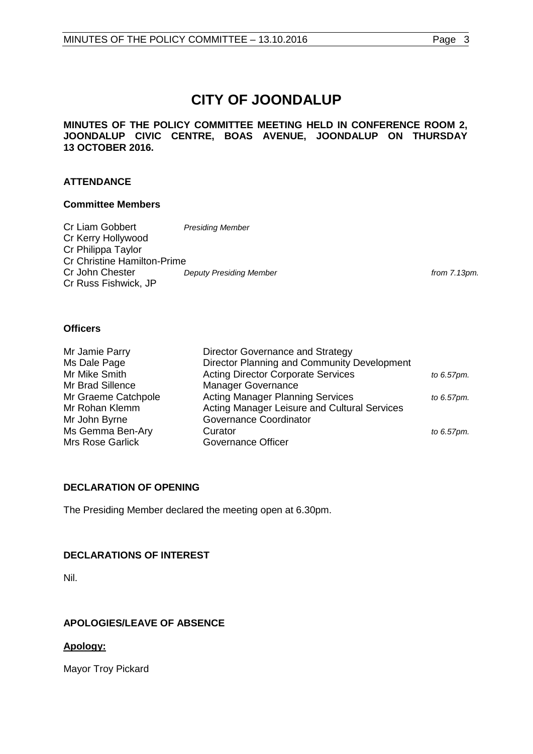# CITY OF JOONDALUP

**MINUTES OF THE POLICY COMMITTEE MEETING HELD IN CONFERENCE ROOM 2, JOONDALUP CIVIC CENTRE, BOAS AVENUE, JOONDALUP ON THURSDAY 13 OCTOBER 2016.**

## ATTENDANCE

### Committee Members

| | | |
|---|---|---|
| Cr Liam Gobbert | *Presiding Member* | |
| Cr Kerry Hollywood | | |
| Cr Philippa Taylor | | |
| Cr Christine Hamilton-Prime | | |
| Cr John Chester | *Deputy Presiding Member* | *from 7.13pm.* |
| Cr Russ Fishwick, JP | | |

### Officers

| | | |
|---|---|---|
| Mr Jamie Parry | Director Governance and Strategy | |
| Ms Dale Page | Director Planning and Community Development | |
| Mr Mike Smith | Acting Director Corporate Services | *to 6.57pm.* |
| Mr Brad Sillence | Manager Governance | |
| Mr Graeme Catchpole | Acting Manager Planning Services | *to 6.57pm.* |
| Mr Rohan Klemm | Acting Manager Leisure and Cultural Services | |
| Mr John Byrne | Governance Coordinator | |
| Ms Gemma Ben-Ary | Curator | *to 6.57pm.* |
| Mrs Rose Garlick | Governance Officer | |

## DECLARATION OF OPENING

The Presiding Member declared the meeting open at 6.30pm.

## DECLARATIONS OF INTEREST

Nil.

## APOLOGIES/LEAVE OF ABSENCE

**Apology:**

Mayor Troy Pickard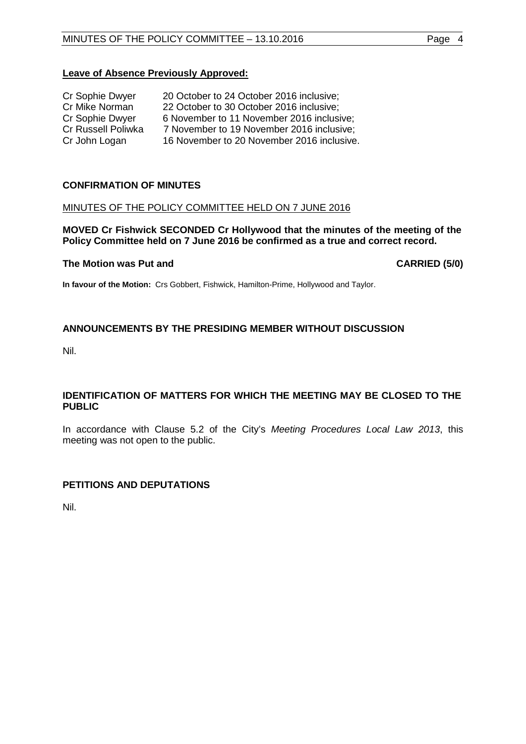**Leave of Absence Previously Approved:**

| | |
|---|---|
| Cr Sophie Dwyer | 20 October to 24 October 2016 inclusive; |
| Cr Mike Norman | 22 October to 30 October 2016 inclusive; |
| Cr Sophie Dwyer | 6 November to 11 November 2016 inclusive; |
| Cr Russell Poliwka | 7 November to 19 November 2016 inclusive; |
| Cr John Logan | 16 November to 20 November 2016 inclusive. |

## CONFIRMATION OF MINUTES

MINUTES OF THE POLICY COMMITTEE HELD ON 7 JUNE 2016

**MOVED Cr Fishwick SECONDED Cr Hollywood that the minutes of the meeting of the Policy Committee held on 7 June 2016 be confirmed as a true and correct record.**

**The Motion was Put and CARRIED (5/0)**

**In favour of the Motion:** Crs Gobbert, Fishwick, Hamilton-Prime, Hollywood and Taylor.

## ANNOUNCEMENTS BY THE PRESIDING MEMBER WITHOUT DISCUSSION

Nil.

## IDENTIFICATION OF MATTERS FOR WHICH THE MEETING MAY BE CLOSED TO THE PUBLIC

In accordance with Clause 5.2 of the City's *Meeting Procedures Local Law 2013*, this meeting was not open to the public.

## PETITIONS AND DEPUTATIONS

Nil.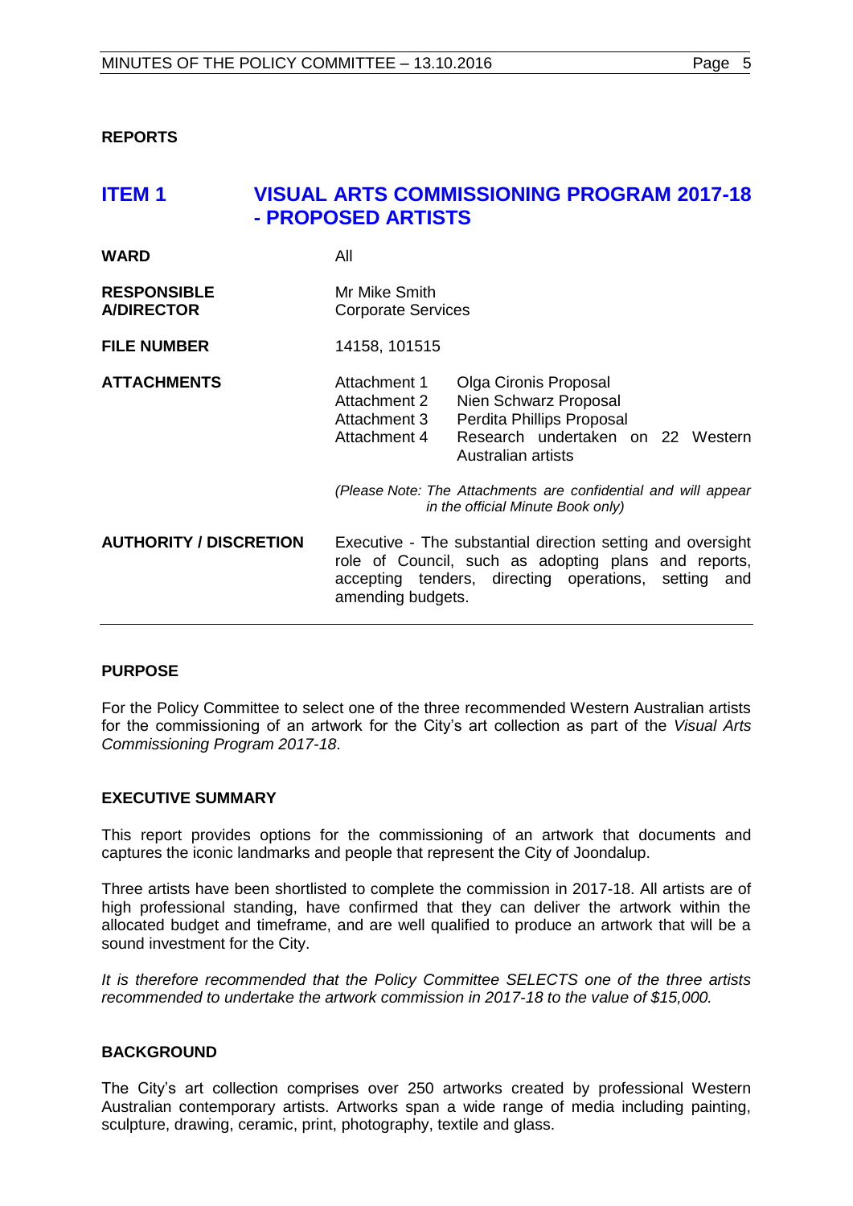**REPORTS**

## ITEM 1 VISUAL ARTS COMMISSIONING PROGRAM 2017-18 - PROPOSED ARTISTS

| | |
|---|---|
| **WARD** | All |
| **RESPONSIBLE A/DIRECTOR** | Mr Mike Smith<br>Corporate Services |
| **FILE NUMBER** | 14158, 101515 |
| **ATTACHMENTS** | Attachment 1 Olga Cironis Proposal<br>Attachment 2 Nien Schwarz Proposal<br>Attachment 3 Perdita Phillips Proposal<br>Attachment 4 Research undertaken on 22 Western Australian artists<br><br>*(Please Note: The Attachments are confidential and will appear in the official Minute Book only)* |
| **AUTHORITY / DISCRETION** | Executive - The substantial direction setting and oversight role of Council, such as adopting plans and reports, accepting tenders, directing operations, setting and amending budgets. |

**PURPOSE**

For the Policy Committee to select one of the three recommended Western Australian artists for the commissioning of an artwork for the City's art collection as part of the *Visual Arts Commissioning Program 2017-18*.

**EXECUTIVE SUMMARY**

This report provides options for the commissioning of an artwork that documents and captures the iconic landmarks and people that represent the City of Joondalup.

Three artists have been shortlisted to complete the commission in 2017-18. All artists are of high professional standing, have confirmed that they can deliver the artwork within the allocated budget and timeframe, and are well qualified to produce an artwork that will be a sound investment for the City.

*It is therefore recommended that the Policy Committee SELECTS one of the three artists recommended to undertake the artwork commission in 2017-18 to the value of $15,000.*

**BACKGROUND**

The City's art collection comprises over 250 artworks created by professional Western Australian contemporary artists. Artworks span a wide range of media including painting, sculpture, drawing, ceramic, print, photography, textile and glass.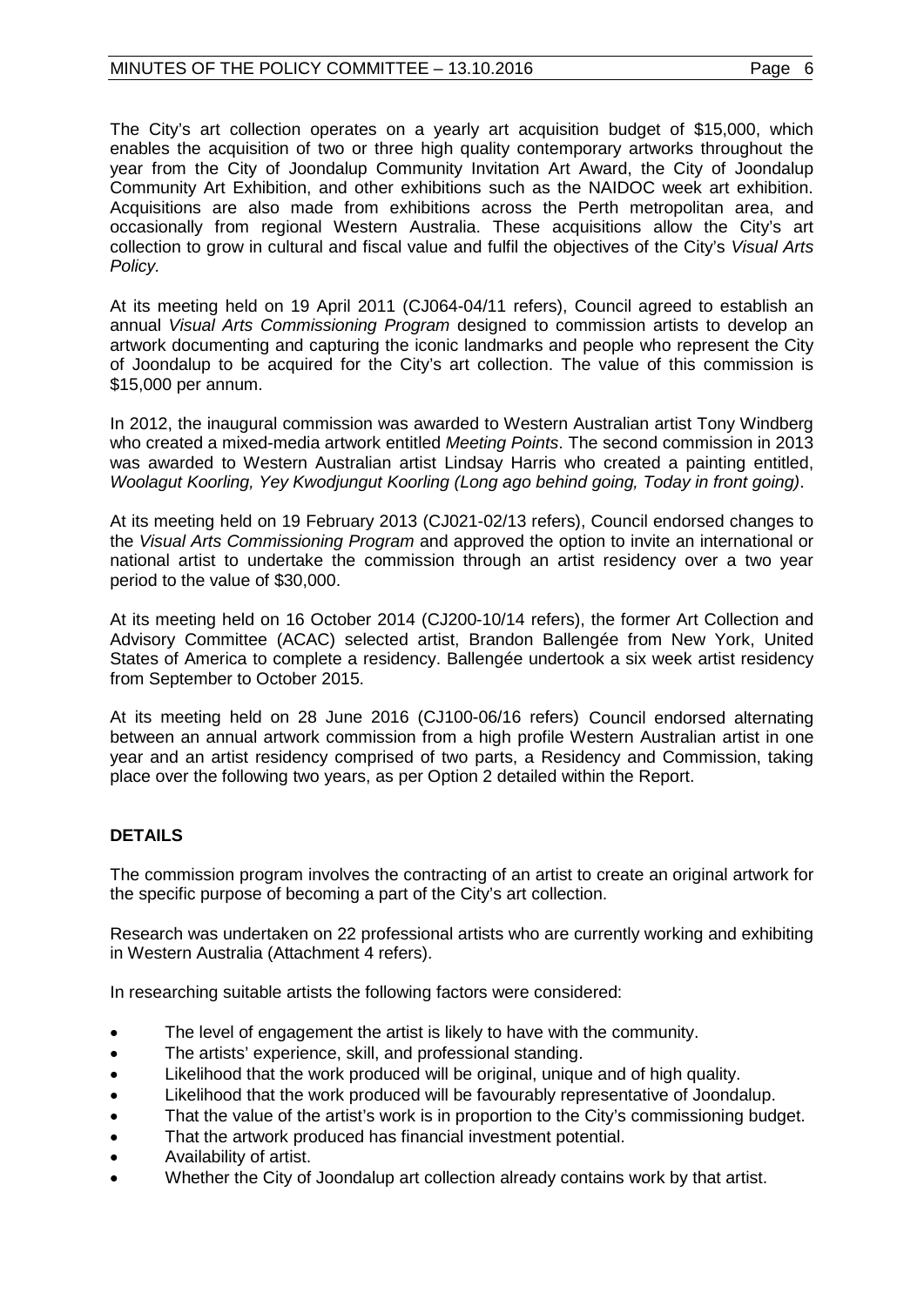The City's art collection operates on a yearly art acquisition budget of $15,000, which enables the acquisition of two or three high quality contemporary artworks throughout the year from the City of Joondalup Community Invitation Art Award, the City of Joondalup Community Art Exhibition, and other exhibitions such as the NAIDOC week art exhibition. Acquisitions are also made from exhibitions across the Perth metropolitan area, and occasionally from regional Western Australia. These acquisitions allow the City's art collection to grow in cultural and fiscal value and fulfil the objectives of the City's *Visual Arts Policy.*

At its meeting held on 19 April 2011 (CJ064-04/11 refers), Council agreed to establish an annual *Visual Arts Commissioning Program* designed to commission artists to develop an artwork documenting and capturing the iconic landmarks and people who represent the City of Joondalup to be acquired for the City's art collection. The value of this commission is $15,000 per annum.

In 2012, the inaugural commission was awarded to Western Australian artist Tony Windberg who created a mixed-media artwork entitled *Meeting Points*. The second commission in 2013 was awarded to Western Australian artist Lindsay Harris who created a painting entitled, *Woolagut Koorling, Yey Kwodjungut Koorling (Long ago behind going, Today in front going)*.

At its meeting held on 19 February 2013 (CJ021-02/13 refers), Council endorsed changes to the *Visual Arts Commissioning Program* and approved the option to invite an international or national artist to undertake the commission through an artist residency over a two year period to the value of $30,000.

At its meeting held on 16 October 2014 (CJ200-10/14 refers), the former Art Collection and Advisory Committee (ACAC) selected artist, Brandon Ballengée from New York, United States of America to complete a residency. Ballengée undertook a six week artist residency from September to October 2015.

At its meeting held on 28 June 2016 (CJ100-06/16 refers) Council endorsed alternating between an annual artwork commission from a high profile Western Australian artist in one year and an artist residency comprised of two parts, a Residency and Commission, taking place over the following two years, as per Option 2 detailed within the Report.

## DETAILS

The commission program involves the contracting of an artist to create an original artwork for the specific purpose of becoming a part of the City's art collection.

Research was undertaken on 22 professional artists who are currently working and exhibiting in Western Australia (Attachment 4 refers).

In researching suitable artists the following factors were considered:

- The level of engagement the artist is likely to have with the community.
- The artists' experience, skill, and professional standing.
- Likelihood that the work produced will be original, unique and of high quality.
- Likelihood that the work produced will be favourably representative of Joondalup.
- That the value of the artist's work is in proportion to the City's commissioning budget.
- That the artwork produced has financial investment potential.
- Availability of artist.
- Whether the City of Joondalup art collection already contains work by that artist.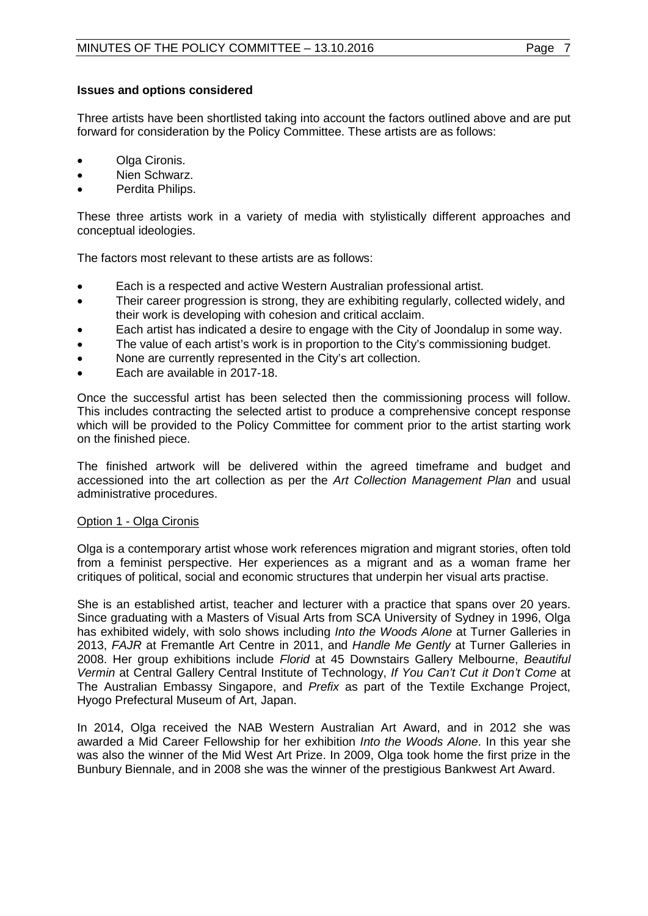**Issues and options considered**

Three artists have been shortlisted taking into account the factors outlined above and are put forward for consideration by the Policy Committee. These artists are as follows:

- Olga Cironis.
- Nien Schwarz.
- Perdita Philips.

These three artists work in a variety of media with stylistically different approaches and conceptual ideologies.

The factors most relevant to these artists are as follows:

- Each is a respected and active Western Australian professional artist.
- Their career progression is strong, they are exhibiting regularly, collected widely, and their work is developing with cohesion and critical acclaim.
- Each artist has indicated a desire to engage with the City of Joondalup in some way.
- The value of each artist's work is in proportion to the City's commissioning budget.
- None are currently represented in the City's art collection.
- Each are available in 2017-18.

Once the successful artist has been selected then the commissioning process will follow. This includes contracting the selected artist to produce a comprehensive concept response which will be provided to the Policy Committee for comment prior to the artist starting work on the finished piece.

The finished artwork will be delivered within the agreed timeframe and budget and accessioned into the art collection as per the *Art Collection Management Plan* and usual administrative procedures.

Option 1 - Olga Cironis

Olga is a contemporary artist whose work references migration and migrant stories, often told from a feminist perspective. Her experiences as a migrant and as a woman frame her critiques of political, social and economic structures that underpin her visual arts practise.

She is an established artist, teacher and lecturer with a practice that spans over 20 years. Since graduating with a Masters of Visual Arts from SCA University of Sydney in 1996, Olga has exhibited widely, with solo shows including *Into the Woods Alone* at Turner Galleries in 2013, *FAJR* at Fremantle Art Centre in 2011, and *Handle Me Gently* at Turner Galleries in 2008. Her group exhibitions include *Florid* at 45 Downstairs Gallery Melbourne, *Beautiful Vermin* at Central Gallery Central Institute of Technology, *If You Can't Cut it Don't Come* at The Australian Embassy Singapore, and *Prefix* as part of the Textile Exchange Project, Hyogo Prefectural Museum of Art, Japan.

In 2014, Olga received the NAB Western Australian Art Award, and in 2012 she was awarded a Mid Career Fellowship for her exhibition *Into the Woods Alone*. In this year she was also the winner of the Mid West Art Prize. In 2009, Olga took home the first prize in the Bunbury Biennale, and in 2008 she was the winner of the prestigious Bankwest Art Award.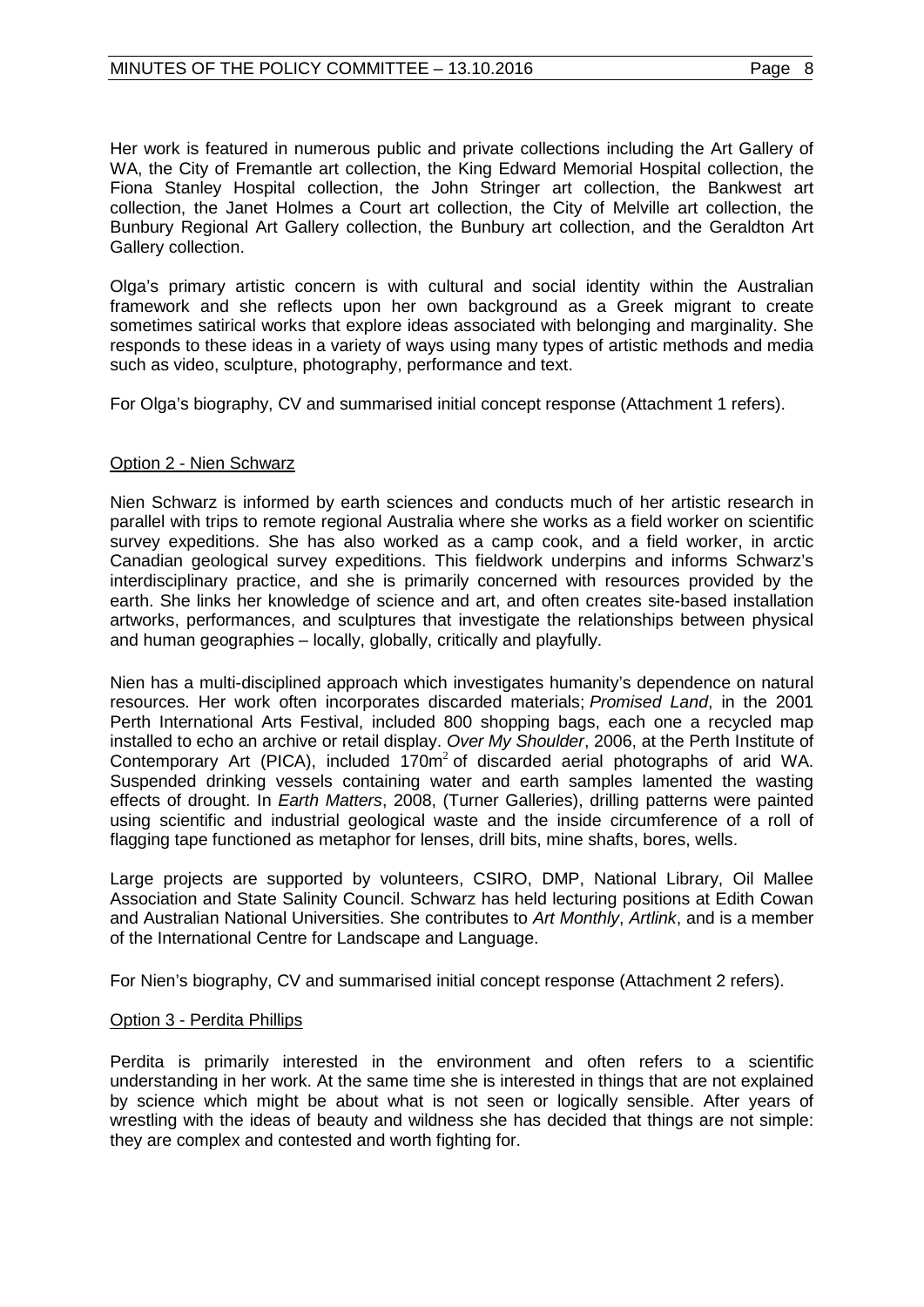Her work is featured in numerous public and private collections including the Art Gallery of WA, the City of Fremantle art collection, the King Edward Memorial Hospital collection, the Fiona Stanley Hospital collection, the John Stringer art collection, the Bankwest art collection, the Janet Holmes a Court art collection, the City of Melville art collection, the Bunbury Regional Art Gallery collection, the Bunbury art collection, and the Geraldton Art Gallery collection.

Olga's primary artistic concern is with cultural and social identity within the Australian framework and she reflects upon her own background as a Greek migrant to create sometimes satirical works that explore ideas associated with belonging and marginality. She responds to these ideas in a variety of ways using many types of artistic methods and media such as video, sculpture, photography, performance and text.

For Olga's biography, CV and summarised initial concept response (Attachment 1 refers).

Option 2 - Nien Schwarz

Nien Schwarz is informed by earth sciences and conducts much of her artistic research in parallel with trips to remote regional Australia where she works as a field worker on scientific survey expeditions. She has also worked as a camp cook, and a field worker, in arctic Canadian geological survey expeditions. This fieldwork underpins and informs Schwarz's interdisciplinary practice, and she is primarily concerned with resources provided by the earth. She links her knowledge of science and art, and often creates site-based installation artworks, performances, and sculptures that investigate the relationships between physical and human geographies – locally, globally, critically and playfully.

Nien has a multi-disciplined approach which investigates humanity's dependence on natural resources. Her work often incorporates discarded materials; *Promised Land*, in the 2001 Perth International Arts Festival, included 800 shopping bags, each one a recycled map installed to echo an archive or retail display. *Over My Shoulder*, 2006, at the Perth Institute of Contemporary Art (PICA), included 170m$^2$ of discarded aerial photographs of arid WA. Suspended drinking vessels containing water and earth samples lamented the wasting effects of drought. In *Earth Matters*, 2008, (Turner Galleries), drilling patterns were painted using scientific and industrial geological waste and the inside circumference of a roll of flagging tape functioned as metaphor for lenses, drill bits, mine shafts, bores, wells.

Large projects are supported by volunteers, CSIRO, DMP, National Library, Oil Mallee Association and State Salinity Council. Schwarz has held lecturing positions at Edith Cowan and Australian National Universities. She contributes to *Art Monthly*, *Artlink*, and is a member of the International Centre for Landscape and Language.

For Nien's biography, CV and summarised initial concept response (Attachment 2 refers).

Option 3 - Perdita Phillips

Perdita is primarily interested in the environment and often refers to a scientific understanding in her work. At the same time she is interested in things that are not explained by science which might be about what is not seen or logically sensible. After years of wrestling with the ideas of beauty and wildness she has decided that things are not simple: they are complex and contested and worth fighting for.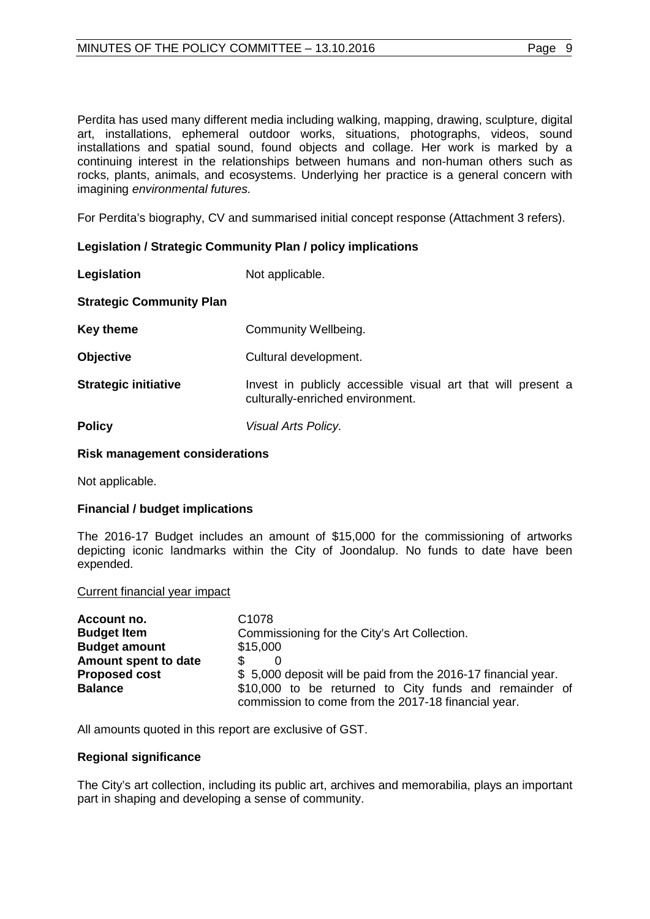Perdita has used many different media including walking, mapping, drawing, sculpture, digital art, installations, ephemeral outdoor works, situations, photographs, videos, sound installations and spatial sound, found objects and collage. Her work is marked by a continuing interest in the relationships between humans and non-human others such as rocks, plants, animals, and ecosystems. Underlying her practice is a general concern with imagining *environmental futures.*

For Perdita's biography, CV and summarised initial concept response (Attachment 3 refers).

**Legislation / Strategic Community Plan / policy implications**

| | |
|---|---|
| **Legislation** | Not applicable. |
| **Strategic Community Plan** | |
| **Key theme** | Community Wellbeing. |
| **Objective** | Cultural development. |
| **Strategic initiative** | Invest in publicly accessible visual art that will present a culturally-enriched environment. |
| **Policy** | *Visual Arts Policy.* |

**Risk management considerations**

Not applicable.

**Financial / budget implications**

The 2016-17 Budget includes an amount of $15,000 for the commissioning of artworks depicting iconic landmarks within the City of Joondalup. No funds to date have been expended.

Current financial year impact

| | |
|---|---|
| **Account no.** | C1078 |
| **Budget Item** | Commissioning for the City's Art Collection. |
| **Budget amount** | $15,000 |
| **Amount spent to date** | $ 0 |
| **Proposed cost** | $ 5,000 deposit will be paid from the 2016-17 financial year. |
| **Balance** | $10,000 to be returned to City funds and remainder of commission to come from the 2017-18 financial year. |

All amounts quoted in this report are exclusive of GST.

**Regional significance**

The City's art collection, including its public art, archives and memorabilia, plays an important part in shaping and developing a sense of community.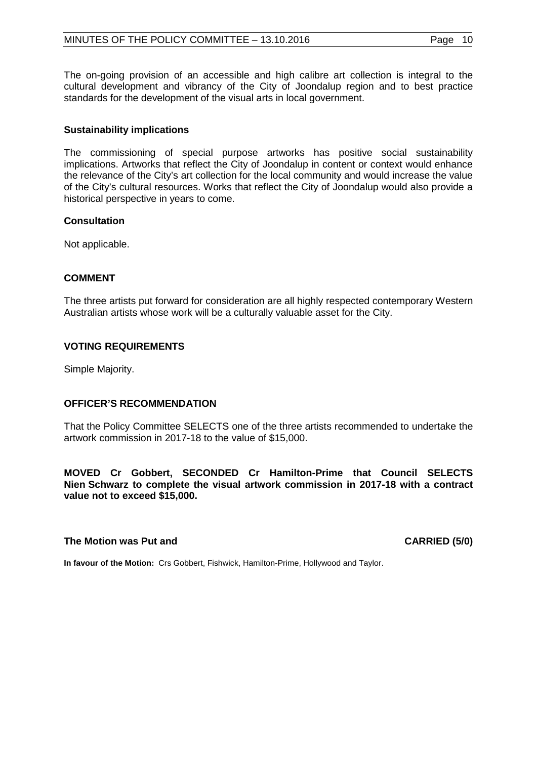The on-going provision of an accessible and high calibre art collection is integral to the cultural development and vibrancy of the City of Joondalup region and to best practice standards for the development of the visual arts in local government.

### Sustainability implications

The commissioning of special purpose artworks has positive social sustainability implications. Artworks that reflect the City of Joondalup in content or context would enhance the relevance of the City's art collection for the local community and would increase the value of the City's cultural resources. Works that reflect the City of Joondalup would also provide a historical perspective in years to come.

### Consultation

Not applicable.

## COMMENT

The three artists put forward for consideration are all highly respected contemporary Western Australian artists whose work will be a culturally valuable asset for the City.

## VOTING REQUIREMENTS

Simple Majority.

## OFFICER'S RECOMMENDATION

That the Policy Committee SELECTS one of the three artists recommended to undertake the artwork commission in 2017-18 to the value of $15,000.

**MOVED Cr Gobbert, SECONDED Cr Hamilton-Prime that Council SELECTS Nien Schwarz to complete the visual artwork commission in 2017-18 with a contract value not to exceed $15,000.**

**The Motion was Put and CARRIED (5/0)**

**In favour of the Motion:** Crs Gobbert, Fishwick, Hamilton-Prime, Hollywood and Taylor.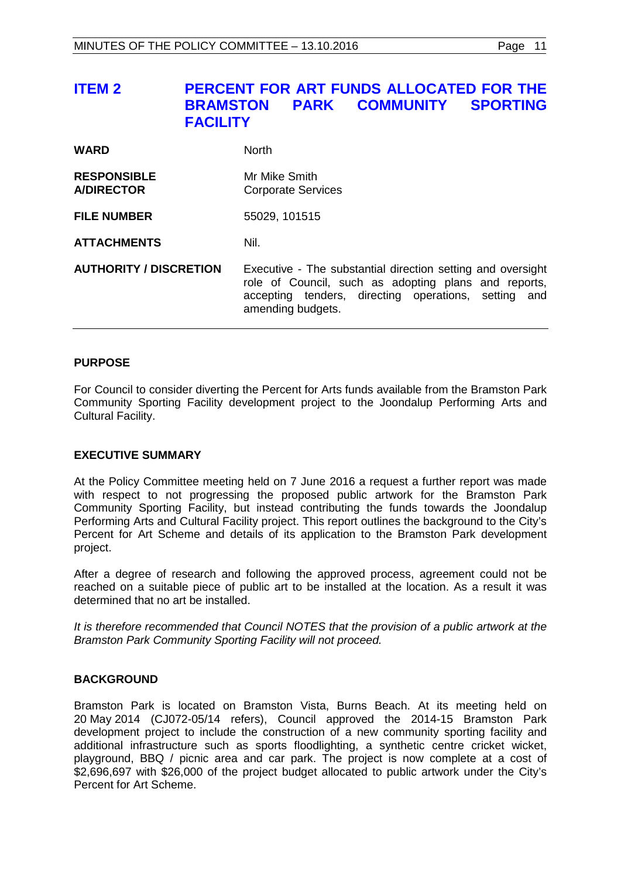## ITEM 2 PERCENT FOR ART FUNDS ALLOCATED FOR THE BRAMSTON PARK COMMUNITY SPORTING FACILITY

| | |
|---|---|
| **WARD** | North |
| **RESPONSIBLE A/DIRECTOR** | Mr Mike Smith<br>Corporate Services |
| **FILE NUMBER** | 55029, 101515 |
| **ATTACHMENTS** | Nil. |
| **AUTHORITY / DISCRETION** | Executive - The substantial direction setting and oversight role of Council, such as adopting plans and reports, accepting tenders, directing operations, setting and amending budgets. |

### PURPOSE

For Council to consider diverting the Percent for Arts funds available from the Bramston Park Community Sporting Facility development project to the Joondalup Performing Arts and Cultural Facility.

### EXECUTIVE SUMMARY

At the Policy Committee meeting held on 7 June 2016 a request a further report was made with respect to not progressing the proposed public artwork for the Bramston Park Community Sporting Facility, but instead contributing the funds towards the Joondalup Performing Arts and Cultural Facility project. This report outlines the background to the City's Percent for Art Scheme and details of its application to the Bramston Park development project.

After a degree of research and following the approved process, agreement could not be reached on a suitable piece of public art to be installed at the location. As a result it was determined that no art be installed.

*It is therefore recommended that Council NOTES that the provision of a public artwork at the Bramston Park Community Sporting Facility will not proceed.*

### BACKGROUND

Bramston Park is located on Bramston Vista, Burns Beach. At its meeting held on 20 May 2014 (CJ072-05/14 refers), Council approved the 2014-15 Bramston Park development project to include the construction of a new community sporting facility and additional infrastructure such as sports floodlighting, a synthetic centre cricket wicket, playground, BBQ / picnic area and car park. The project is now complete at a cost of $2,696,697 with $26,000 of the project budget allocated to public artwork under the City's Percent for Art Scheme.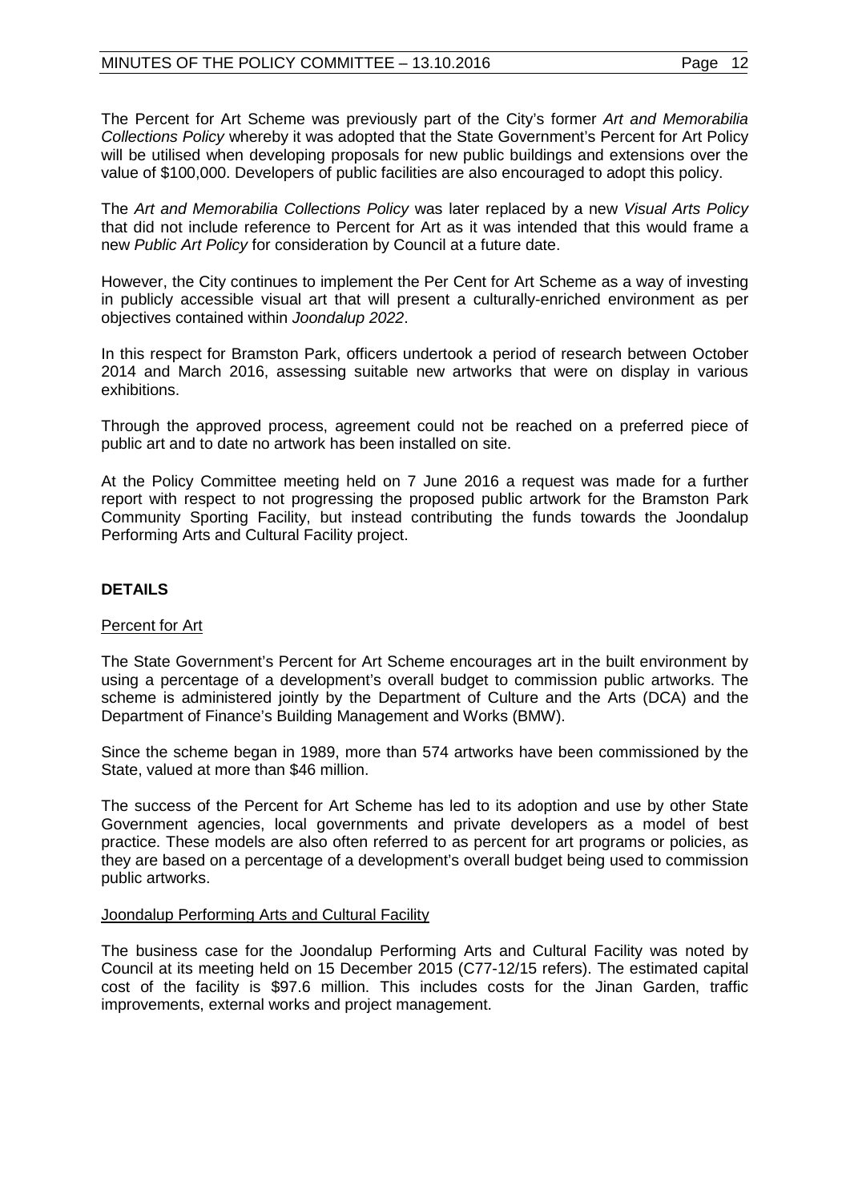The Percent for Art Scheme was previously part of the City's former *Art and Memorabilia Collections Policy* whereby it was adopted that the State Government's Percent for Art Policy will be utilised when developing proposals for new public buildings and extensions over the value of $100,000. Developers of public facilities are also encouraged to adopt this policy.

The *Art and Memorabilia Collections Policy* was later replaced by a new *Visual Arts Policy* that did not include reference to Percent for Art as it was intended that this would frame a new *Public Art Policy* for consideration by Council at a future date.

However, the City continues to implement the Per Cent for Art Scheme as a way of investing in publicly accessible visual art that will present a culturally-enriched environment as per objectives contained within *Joondalup 2022*.

In this respect for Bramston Park, officers undertook a period of research between October 2014 and March 2016, assessing suitable new artworks that were on display in various exhibitions.

Through the approved process, agreement could not be reached on a preferred piece of public art and to date no artwork has been installed on site.

At the Policy Committee meeting held on 7 June 2016 a request was made for a further report with respect to not progressing the proposed public artwork for the Bramston Park Community Sporting Facility, but instead contributing the funds towards the Joondalup Performing Arts and Cultural Facility project.

## DETAILS

Percent for Art

The State Government's Percent for Art Scheme encourages art in the built environment by using a percentage of a development's overall budget to commission public artworks. The scheme is administered jointly by the Department of Culture and the Arts (DCA) and the Department of Finance's Building Management and Works (BMW).

Since the scheme began in 1989, more than 574 artworks have been commissioned by the State, valued at more than $46 million.

The success of the Percent for Art Scheme has led to its adoption and use by other State Government agencies, local governments and private developers as a model of best practice. These models are also often referred to as percent for art programs or policies, as they are based on a percentage of a development's overall budget being used to commission public artworks.

Joondalup Performing Arts and Cultural Facility

The business case for the Joondalup Performing Arts and Cultural Facility was noted by Council at its meeting held on 15 December 2015 (C77-12/15 refers). The estimated capital cost of the facility is $97.6 million. This includes costs for the Jinan Garden, traffic improvements, external works and project management.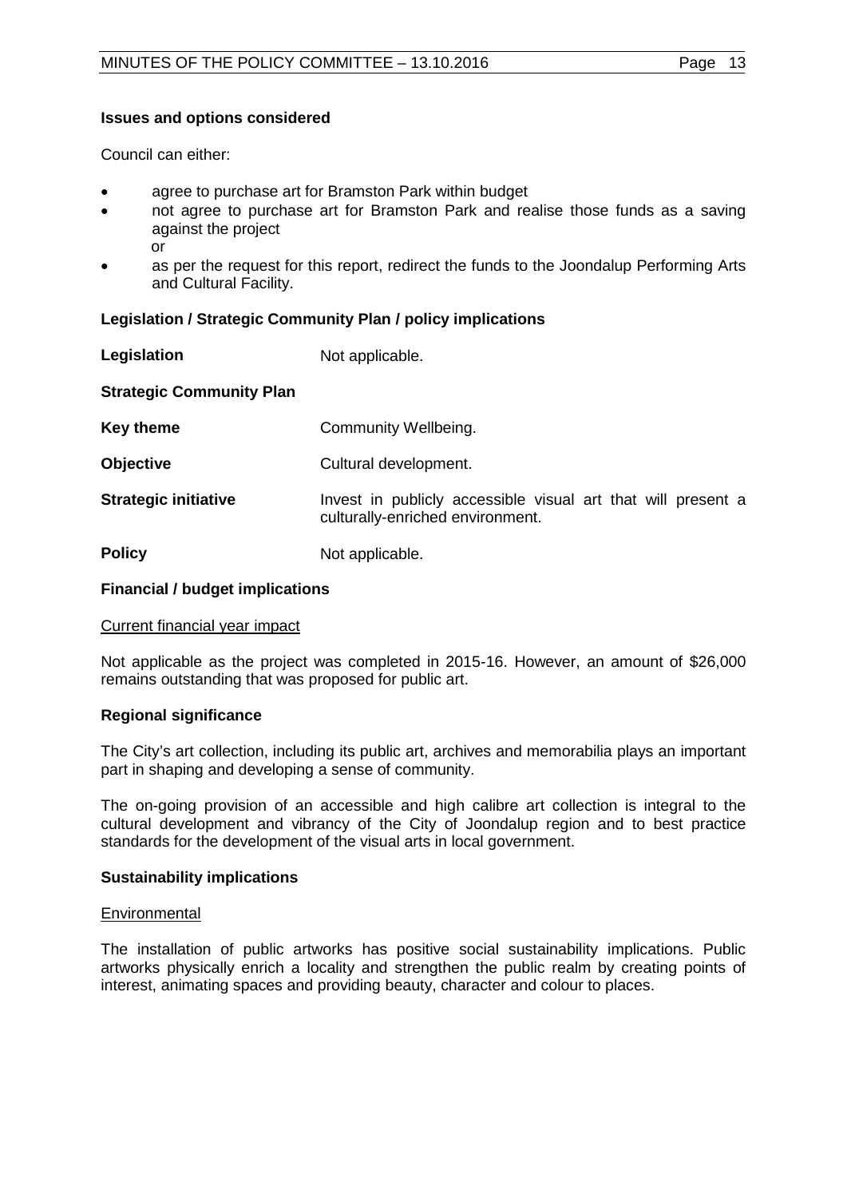**Issues and options considered**

Council can either:

- agree to purchase art for Bramston Park within budget
- not agree to purchase art for Bramston Park and realise those funds as a saving against the project
  or
- as per the request for this report, redirect the funds to the Joondalup Performing Arts and Cultural Facility.

**Legislation / Strategic Community Plan / policy implications**

| | |
|---|---|
| **Legislation** | Not applicable. |
| **Strategic Community Plan** | |
| **Key theme** | Community Wellbeing. |
| **Objective** | Cultural development. |
| **Strategic initiative** | Invest in publicly accessible visual art that will present a culturally-enriched environment. |
| **Policy** | Not applicable. |

**Financial / budget implications**

Current financial year impact

Not applicable as the project was completed in 2015-16. However, an amount of $26,000 remains outstanding that was proposed for public art.

**Regional significance**

The City's art collection, including its public art, archives and memorabilia plays an important part in shaping and developing a sense of community.

The on-going provision of an accessible and high calibre art collection is integral to the cultural development and vibrancy of the City of Joondalup region and to best practice standards for the development of the visual arts in local government.

**Sustainability implications**

Environmental

The installation of public artworks has positive social sustainability implications. Public artworks physically enrich a locality and strengthen the public realm by creating points of interest, animating spaces and providing beauty, character and colour to places.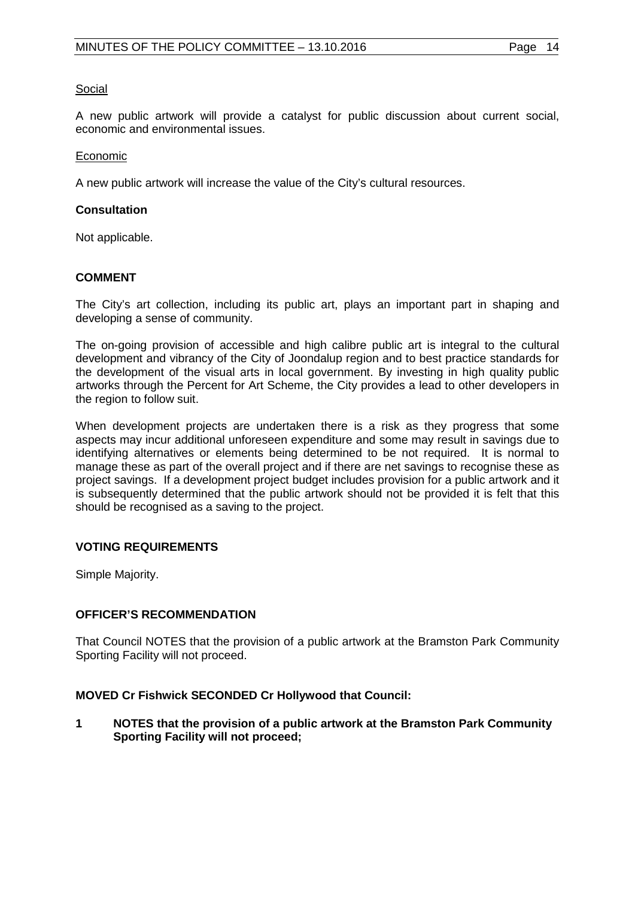<u>Social</u>

A new public artwork will provide a catalyst for public discussion about current social, economic and environmental issues.

<u>Economic</u>

A new public artwork will increase the value of the City's cultural resources.

**Consultation**

Not applicable.

**COMMENT**

The City's art collection, including its public art, plays an important part in shaping and developing a sense of community.

The on-going provision of accessible and high calibre public art is integral to the cultural development and vibrancy of the City of Joondalup region and to best practice standards for the development of the visual arts in local government. By investing in high quality public artworks through the Percent for Art Scheme, the City provides a lead to other developers in the region to follow suit.

When development projects are undertaken there is a risk as they progress that some aspects may incur additional unforeseen expenditure and some may result in savings due to identifying alternatives or elements being determined to be not required. It is normal to manage these as part of the overall project and if there are net savings to recognise these as project savings. If a development project budget includes provision for a public artwork and it is subsequently determined that the public artwork should not be provided it is felt that this should be recognised as a saving to the project.

**VOTING REQUIREMENTS**

Simple Majority.

**OFFICER'S RECOMMENDATION**

That Council NOTES that the provision of a public artwork at the Bramston Park Community Sporting Facility will not proceed.

**MOVED Cr Fishwick SECONDED Cr Hollywood that Council:**

**1 NOTES that the provision of a public artwork at the Bramston Park Community Sporting Facility will not proceed;**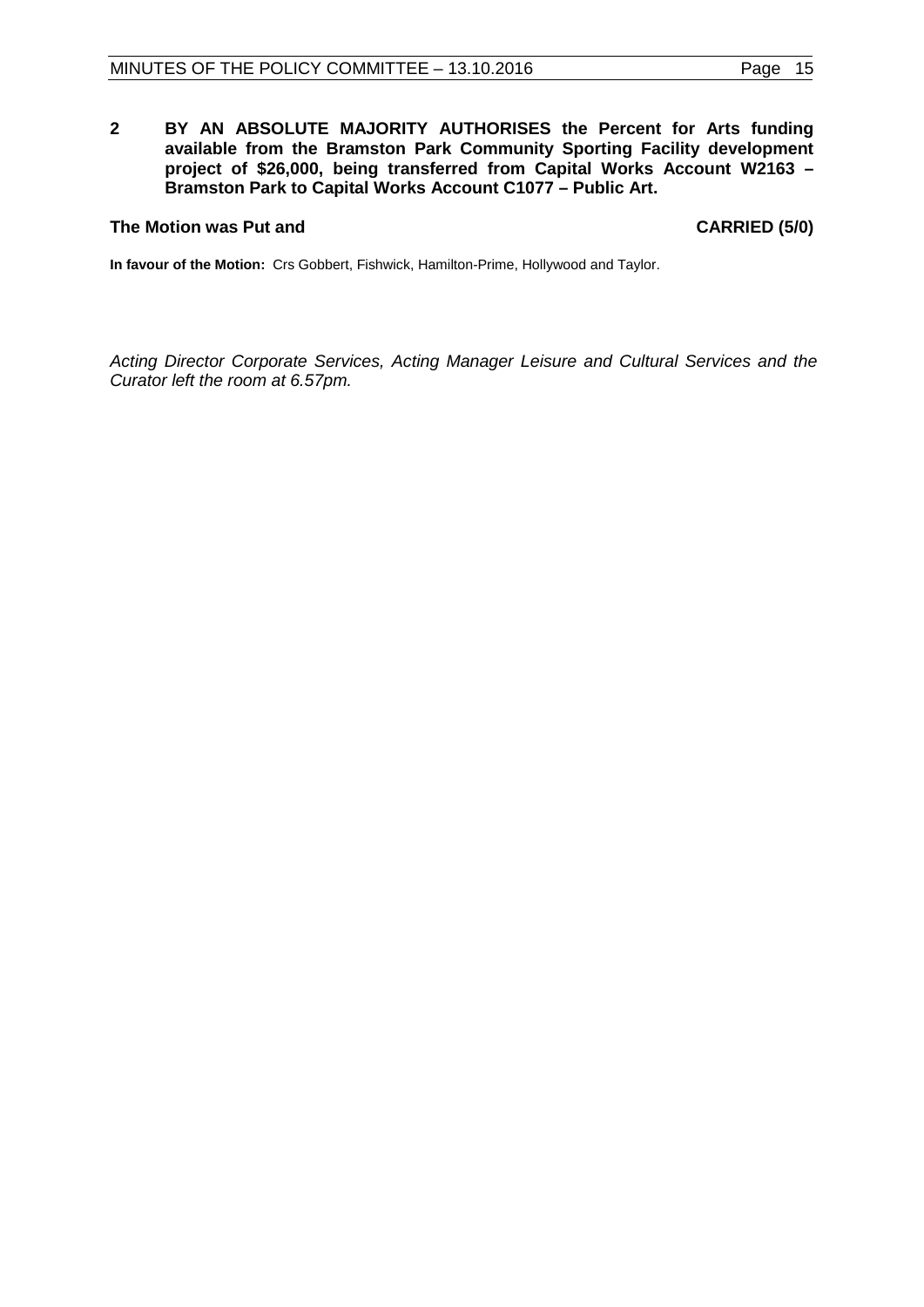**2 BY AN ABSOLUTE MAJORITY AUTHORISES the Percent for Arts funding available from the Bramston Park Community Sporting Facility development project of $26,000, being transferred from Capital Works Account W2163 – Bramston Park to Capital Works Account C1077 – Public Art.**

**The Motion was Put and CARRIED (5/0)**

**In favour of the Motion:** Crs Gobbert, Fishwick, Hamilton-Prime, Hollywood and Taylor.

*Acting Director Corporate Services, Acting Manager Leisure and Cultural Services and the Curator left the room at 6.57pm.*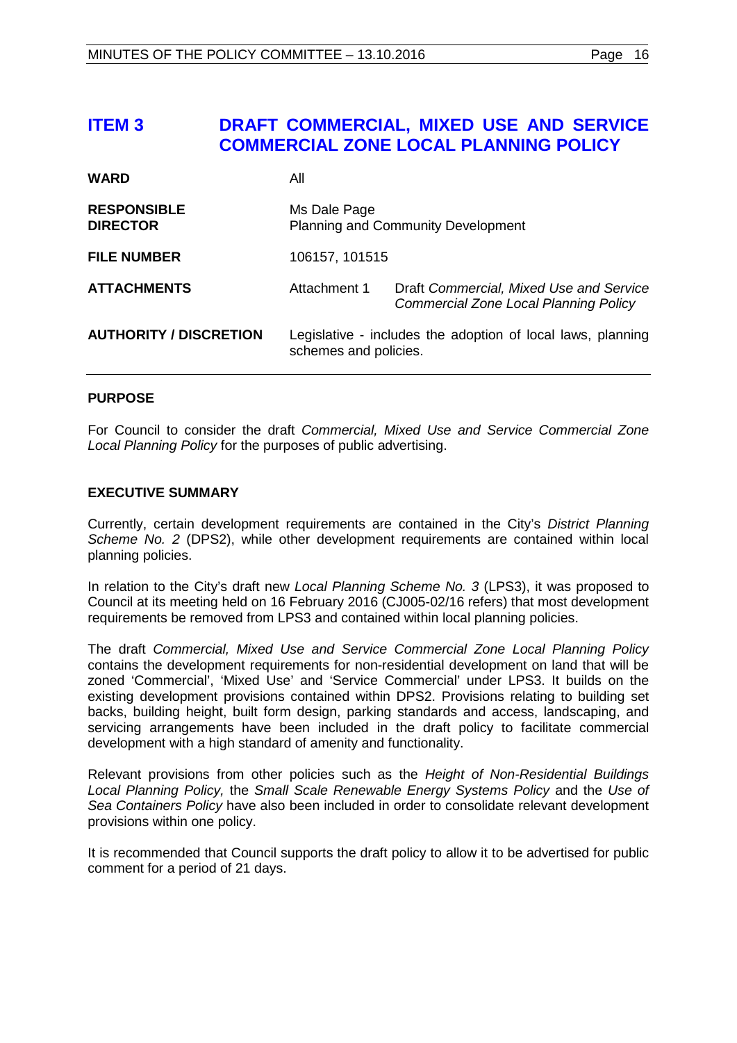# ITEM 3 DRAFT COMMERCIAL, MIXED USE AND SERVICE COMMERCIAL ZONE LOCAL PLANNING POLICY

| | | |
|---|---|---|
| **WARD** | All | |
| **RESPONSIBLE DIRECTOR** | Ms Dale Page<br>Planning and Community Development | |
| **FILE NUMBER** | 106157, 101515 | |
| **ATTACHMENTS** | Attachment 1 | Draft *Commercial, Mixed Use and Service Commercial Zone Local Planning Policy* |
| **AUTHORITY / DISCRETION** | Legislative - includes the adoption of local laws, planning schemes and policies. | |

## PURPOSE

For Council to consider the draft *Commercial, Mixed Use and Service Commercial Zone Local Planning Policy* for the purposes of public advertising.

## EXECUTIVE SUMMARY

Currently, certain development requirements are contained in the City's *District Planning Scheme No. 2* (DPS2), while other development requirements are contained within local planning policies.

In relation to the City's draft new *Local Planning Scheme No. 3* (LPS3), it was proposed to Council at its meeting held on 16 February 2016 (CJ005-02/16 refers) that most development requirements be removed from LPS3 and contained within local planning policies.

The draft *Commercial, Mixed Use and Service Commercial Zone Local Planning Policy* contains the development requirements for non-residential development on land that will be zoned 'Commercial', 'Mixed Use' and 'Service Commercial' under LPS3. It builds on the existing development provisions contained within DPS2. Provisions relating to building set backs, building height, built form design, parking standards and access, landscaping, and servicing arrangements have been included in the draft policy to facilitate commercial development with a high standard of amenity and functionality.

Relevant provisions from other policies such as the *Height of Non-Residential Buildings Local Planning Policy,* the *Small Scale Renewable Energy Systems Policy* and the *Use of Sea Containers Policy* have also been included in order to consolidate relevant development provisions within one policy.

It is recommended that Council supports the draft policy to allow it to be advertised for public comment for a period of 21 days.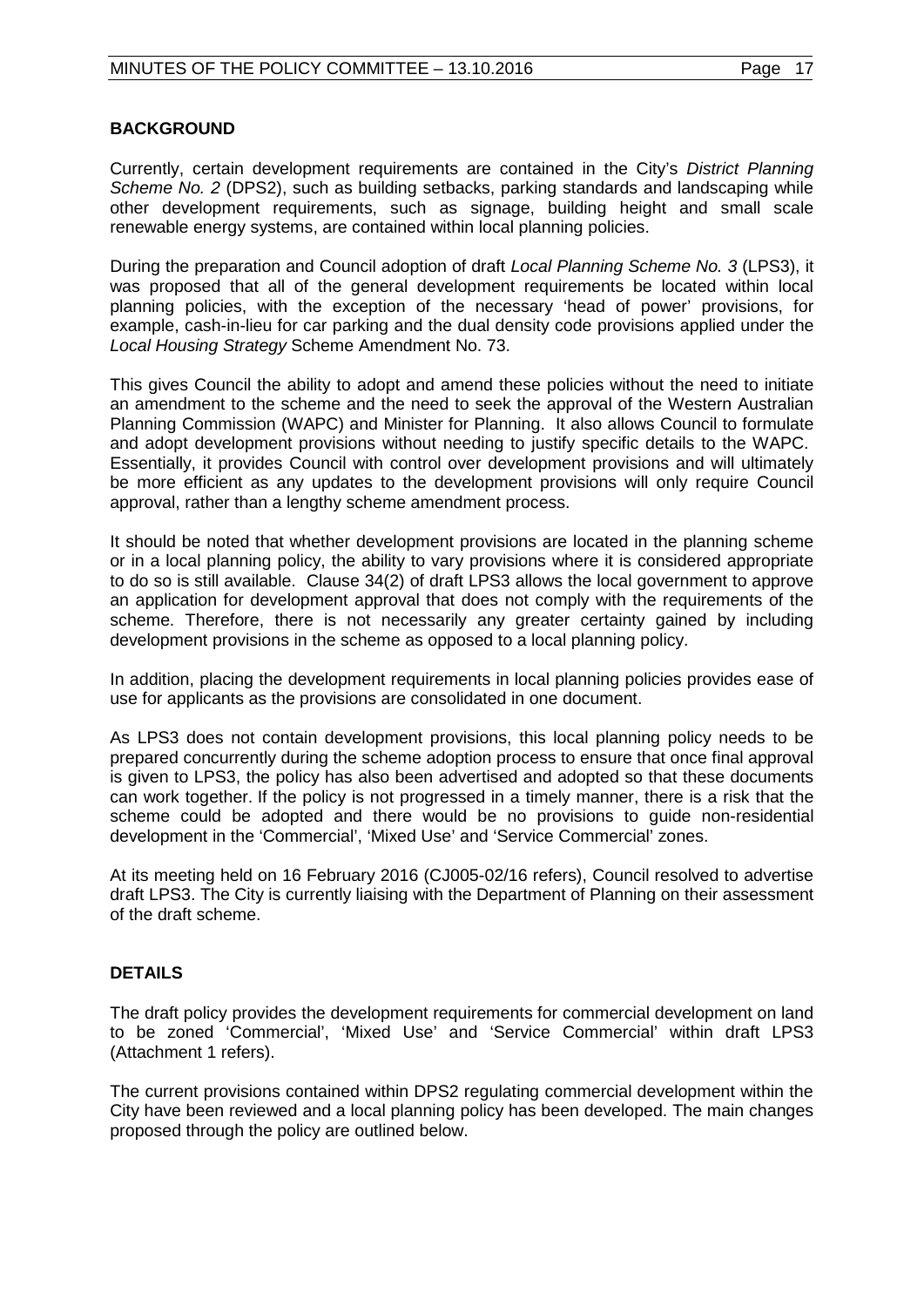## BACKGROUND

Currently, certain development requirements are contained in the City's *District Planning Scheme No. 2* (DPS2), such as building setbacks, parking standards and landscaping while other development requirements, such as signage, building height and small scale renewable energy systems, are contained within local planning policies.

During the preparation and Council adoption of draft *Local Planning Scheme No. 3* (LPS3), it was proposed that all of the general development requirements be located within local planning policies, with the exception of the necessary 'head of power' provisions, for example, cash-in-lieu for car parking and the dual density code provisions applied under the *Local Housing Strategy* Scheme Amendment No. 73.

This gives Council the ability to adopt and amend these policies without the need to initiate an amendment to the scheme and the need to seek the approval of the Western Australian Planning Commission (WAPC) and Minister for Planning. It also allows Council to formulate and adopt development provisions without needing to justify specific details to the WAPC. Essentially, it provides Council with control over development provisions and will ultimately be more efficient as any updates to the development provisions will only require Council approval, rather than a lengthy scheme amendment process.

It should be noted that whether development provisions are located in the planning scheme or in a local planning policy, the ability to vary provisions where it is considered appropriate to do so is still available. Clause 34(2) of draft LPS3 allows the local government to approve an application for development approval that does not comply with the requirements of the scheme. Therefore, there is not necessarily any greater certainty gained by including development provisions in the scheme as opposed to a local planning policy.

In addition, placing the development requirements in local planning policies provides ease of use for applicants as the provisions are consolidated in one document.

As LPS3 does not contain development provisions, this local planning policy needs to be prepared concurrently during the scheme adoption process to ensure that once final approval is given to LPS3, the policy has also been advertised and adopted so that these documents can work together. If the policy is not progressed in a timely manner, there is a risk that the scheme could be adopted and there would be no provisions to guide non-residential development in the 'Commercial', 'Mixed Use' and 'Service Commercial' zones.

At its meeting held on 16 February 2016 (CJ005-02/16 refers), Council resolved to advertise draft LPS3. The City is currently liaising with the Department of Planning on their assessment of the draft scheme.

## DETAILS

The draft policy provides the development requirements for commercial development on land to be zoned 'Commercial', 'Mixed Use' and 'Service Commercial' within draft LPS3 (Attachment 1 refers).

The current provisions contained within DPS2 regulating commercial development within the City have been reviewed and a local planning policy has been developed. The main changes proposed through the policy are outlined below.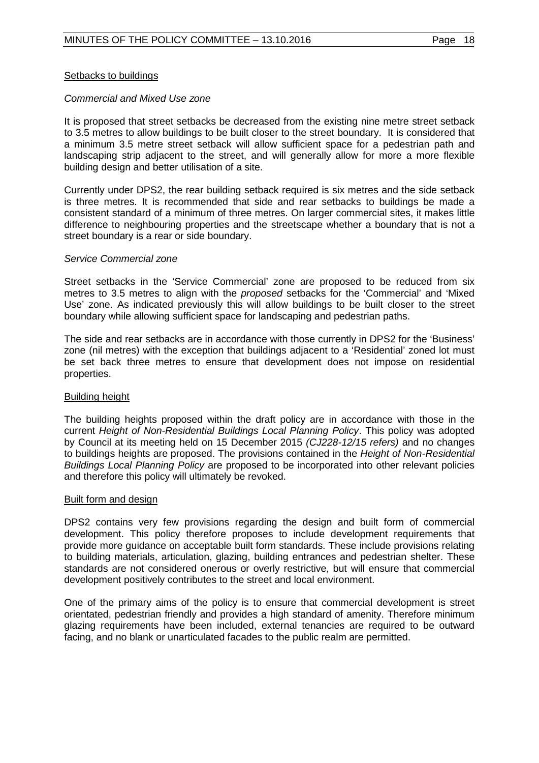Setbacks to buildings

*Commercial and Mixed Use zone*

It is proposed that street setbacks be decreased from the existing nine metre street setback to 3.5 metres to allow buildings to be built closer to the street boundary. It is considered that a minimum 3.5 metre street setback will allow sufficient space for a pedestrian path and landscaping strip adjacent to the street, and will generally allow for more a more flexible building design and better utilisation of a site.

Currently under DPS2, the rear building setback required is six metres and the side setback is three metres. It is recommended that side and rear setbacks to buildings be made a consistent standard of a minimum of three metres. On larger commercial sites, it makes little difference to neighbouring properties and the streetscape whether a boundary that is not a street boundary is a rear or side boundary.

*Service Commercial zone*

Street setbacks in the 'Service Commercial' zone are proposed to be reduced from six metres to 3.5 metres to align with the *proposed* setbacks for the 'Commercial' and 'Mixed Use' zone. As indicated previously this will allow buildings to be built closer to the street boundary while allowing sufficient space for landscaping and pedestrian paths.

The side and rear setbacks are in accordance with those currently in DPS2 for the 'Business' zone (nil metres) with the exception that buildings adjacent to a 'Residential' zoned lot must be set back three metres to ensure that development does not impose on residential properties.

Building height

The building heights proposed within the draft policy are in accordance with those in the current *Height of Non-Residential Buildings Local Planning Policy*. This policy was adopted by Council at its meeting held on 15 December 2015 *(CJ228-12/15 refers)* and no changes to buildings heights are proposed. The provisions contained in the *Height of Non-Residential Buildings Local Planning Policy* are proposed to be incorporated into other relevant policies and therefore this policy will ultimately be revoked.

Built form and design

DPS2 contains very few provisions regarding the design and built form of commercial development. This policy therefore proposes to include development requirements that provide more guidance on acceptable built form standards. These include provisions relating to building materials, articulation, glazing, building entrances and pedestrian shelter. These standards are not considered onerous or overly restrictive, but will ensure that commercial development positively contributes to the street and local environment.

One of the primary aims of the policy is to ensure that commercial development is street orientated, pedestrian friendly and provides a high standard of amenity. Therefore minimum glazing requirements have been included, external tenancies are required to be outward facing, and no blank or unarticulated facades to the public realm are permitted.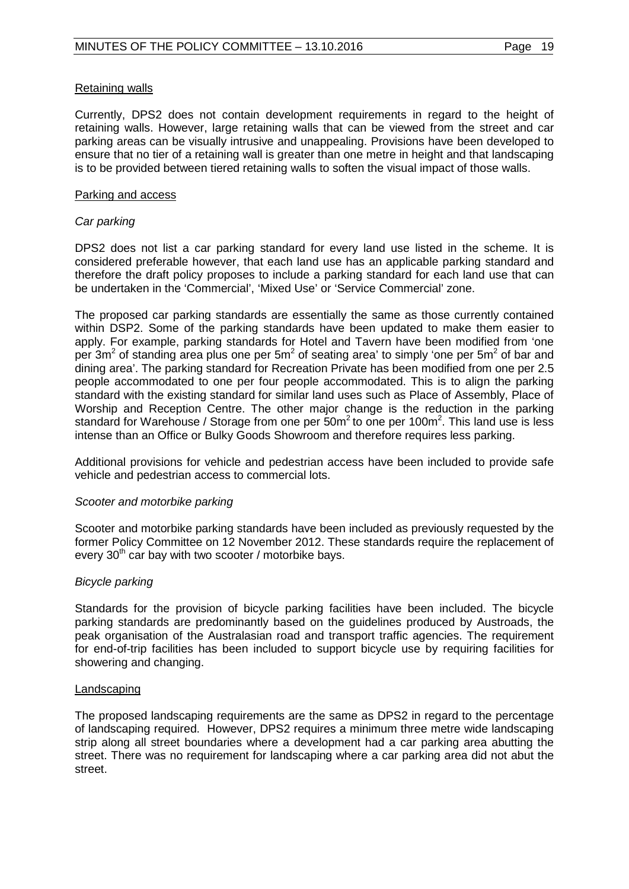<u>Retaining walls</u>

Currently, DPS2 does not contain development requirements in regard to the height of retaining walls. However, large retaining walls that can be viewed from the street and car parking areas can be visually intrusive and unappealing. Provisions have been developed to ensure that no tier of a retaining wall is greater than one metre in height and that landscaping is to be provided between tiered retaining walls to soften the visual impact of those walls.

<u>Parking and access</u>

*Car parking*

DPS2 does not list a car parking standard for every land use listed in the scheme. It is considered preferable however, that each land use has an applicable parking standard and therefore the draft policy proposes to include a parking standard for each land use that can be undertaken in the 'Commercial', 'Mixed Use' or 'Service Commercial' zone.

The proposed car parking standards are essentially the same as those currently contained within DSP2. Some of the parking standards have been updated to make them easier to apply. For example, parking standards for Hotel and Tavern have been modified from 'one per $3m^2$ of standing area plus one per $5m^2$ of seating area' to simply 'one per $5m^2$ of bar and dining area'. The parking standard for Recreation Private has been modified from one per 2.5 people accommodated to one per four people accommodated. This is to align the parking standard with the existing standard for similar land uses such as Place of Assembly, Place of Worship and Reception Centre. The other major change is the reduction in the parking standard for Warehouse / Storage from one per $50m^2$ to one per $100m^2$. This land use is less intense than an Office or Bulky Goods Showroom and therefore requires less parking.

Additional provisions for vehicle and pedestrian access have been included to provide safe vehicle and pedestrian access to commercial lots.

*Scooter and motorbike parking*

Scooter and motorbike parking standards have been included as previously requested by the former Policy Committee on 12 November 2012. These standards require the replacement of every 30th car bay with two scooter / motorbike bays.

*Bicycle parking*

Standards for the provision of bicycle parking facilities have been included. The bicycle parking standards are predominantly based on the guidelines produced by Austroads, the peak organisation of the Australasian road and transport traffic agencies. The requirement for end-of-trip facilities has been included to support bicycle use by requiring facilities for showering and changing.

<u>Landscaping</u>

The proposed landscaping requirements are the same as DPS2 in regard to the percentage of landscaping required. However, DPS2 requires a minimum three metre wide landscaping strip along all street boundaries where a development had a car parking area abutting the street. There was no requirement for landscaping where a car parking area did not abut the street.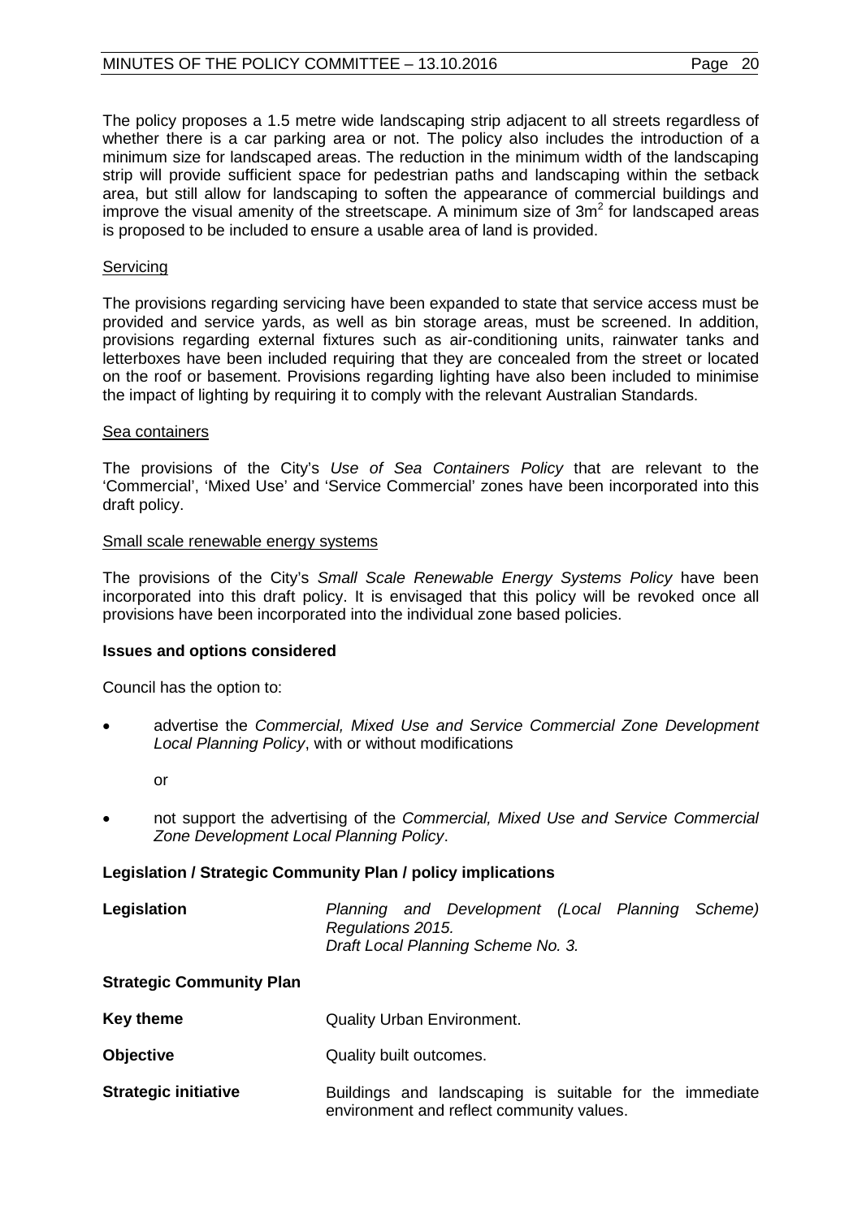The policy proposes a 1.5 metre wide landscaping strip adjacent to all streets regardless of whether there is a car parking area or not. The policy also includes the introduction of a minimum size for landscaped areas. The reduction in the minimum width of the landscaping strip will provide sufficient space for pedestrian paths and landscaping within the setback area, but still allow for landscaping to soften the appearance of commercial buildings and improve the visual amenity of the streetscape. A minimum size of $3m^2$ for landscaped areas is proposed to be included to ensure a usable area of land is provided.

Servicing

The provisions regarding servicing have been expanded to state that service access must be provided and service yards, as well as bin storage areas, must be screened. In addition, provisions regarding external fixtures such as air-conditioning units, rainwater tanks and letterboxes have been included requiring that they are concealed from the street or located on the roof or basement. Provisions regarding lighting have also been included to minimise the impact of lighting by requiring it to comply with the relevant Australian Standards.

Sea containers

The provisions of the City's *Use of Sea Containers Policy* that are relevant to the 'Commercial', 'Mixed Use' and 'Service Commercial' zones have been incorporated into this draft policy.

Small scale renewable energy systems

The provisions of the City's *Small Scale Renewable Energy Systems Policy* have been incorporated into this draft policy. It is envisaged that this policy will be revoked once all provisions have been incorporated into the individual zone based policies.

**Issues and options considered**

Council has the option to:

- advertise the *Commercial, Mixed Use and Service Commercial Zone Development Local Planning Policy*, with or without modifications

  or

- not support the advertising of the *Commercial, Mixed Use and Service Commercial Zone Development Local Planning Policy*.

**Legislation / Strategic Community Plan / policy implications**

**Legislation** *Planning and Development (Local Planning Scheme) Regulations 2015.*
*Draft Local Planning Scheme No. 3.*

**Strategic Community Plan**

**Key theme** Quality Urban Environment.

**Objective** Quality built outcomes.

**Strategic initiative** Buildings and landscaping is suitable for the immediate environment and reflect community values.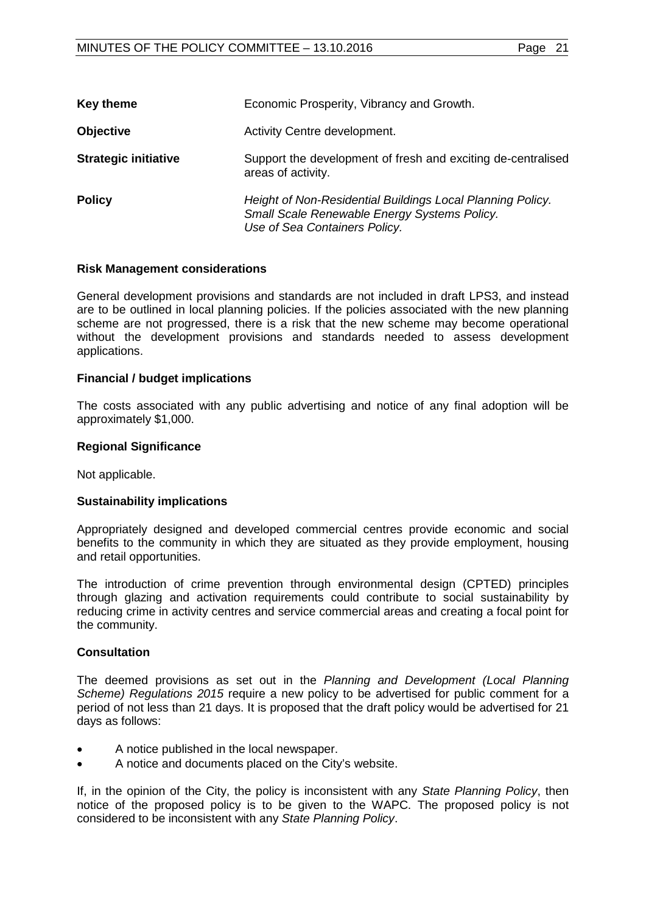| | |
|---|---|
| **Key theme** | Economic Prosperity, Vibrancy and Growth. |
| **Objective** | Activity Centre development. |
| **Strategic initiative** | Support the development of fresh and exciting de-centralised areas of activity. |
| **Policy** | *Height of Non-Residential Buildings Local Planning Policy.*<br>*Small Scale Renewable Energy Systems Policy.*<br>*Use of Sea Containers Policy.* |

**Risk Management considerations**

General development provisions and standards are not included in draft LPS3, and instead are to be outlined in local planning policies. If the policies associated with the new planning scheme are not progressed, there is a risk that the new scheme may become operational without the development provisions and standards needed to assess development applications.

**Financial / budget implications**

The costs associated with any public advertising and notice of any final adoption will be approximately $1,000.

**Regional Significance**

Not applicable.

**Sustainability implications**

Appropriately designed and developed commercial centres provide economic and social benefits to the community in which they are situated as they provide employment, housing and retail opportunities.

The introduction of crime prevention through environmental design (CPTED) principles through glazing and activation requirements could contribute to social sustainability by reducing crime in activity centres and service commercial areas and creating a focal point for the community.

**Consultation**

The deemed provisions as set out in the *Planning and Development (Local Planning Scheme) Regulations 2015* require a new policy to be advertised for public comment for a period of not less than 21 days. It is proposed that the draft policy would be advertised for 21 days as follows:

- A notice published in the local newspaper.
- A notice and documents placed on the City's website.

If, in the opinion of the City, the policy is inconsistent with any *State Planning Policy*, then notice of the proposed policy is to be given to the WAPC. The proposed policy is not considered to be inconsistent with any *State Planning Policy*.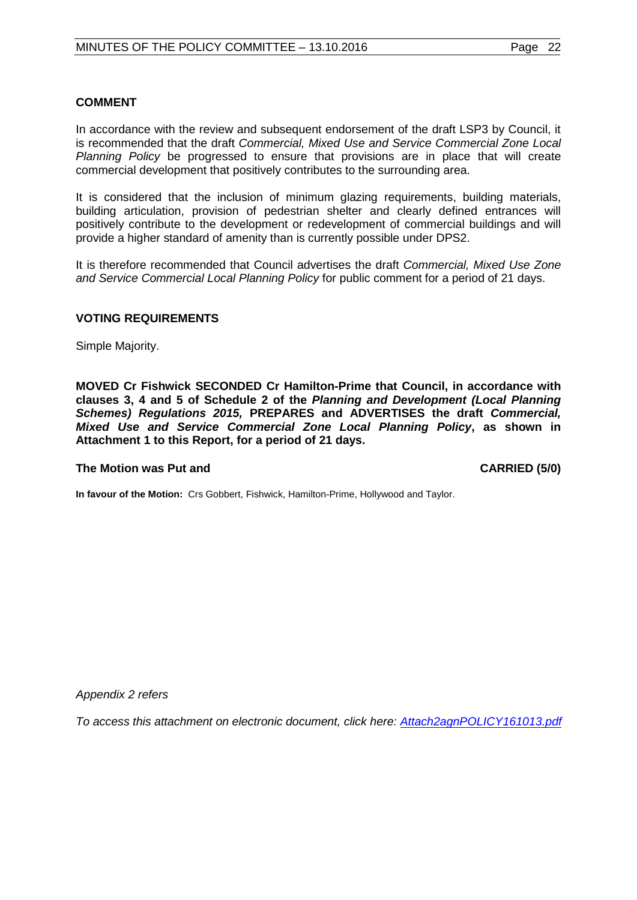### COMMENT

In accordance with the review and subsequent endorsement of the draft LSP3 by Council, it is recommended that the draft *Commercial, Mixed Use and Service Commercial Zone Local Planning Policy* be progressed to ensure that provisions are in place that will create commercial development that positively contributes to the surrounding area.

It is considered that the inclusion of minimum glazing requirements, building materials, building articulation, provision of pedestrian shelter and clearly defined entrances will positively contribute to the development or redevelopment of commercial buildings and will provide a higher standard of amenity than is currently possible under DPS2.

It is therefore recommended that Council advertises the draft *Commercial, Mixed Use Zone and Service Commercial Local Planning Policy* for public comment for a period of 21 days.

### VOTING REQUIREMENTS

Simple Majority.

**MOVED Cr Fishwick SECONDED Cr Hamilton-Prime that Council, in accordance with clauses 3, 4 and 5 of Schedule 2 of the *Planning and Development (Local Planning Schemes) Regulations 2015,* PREPARES and ADVERTISES the draft *Commercial, Mixed Use and Service Commercial Zone Local Planning Policy*, as shown in Attachment 1 to this Report, for a period of 21 days.**

**The Motion was Put and CARRIED (5/0)**

**In favour of the Motion:** Crs Gobbert, Fishwick, Hamilton-Prime, Hollywood and Taylor.

*Appendix 2 refers*

*To access this attachment on electronic document, click here: Attach2agnPOLICY161013.pdf*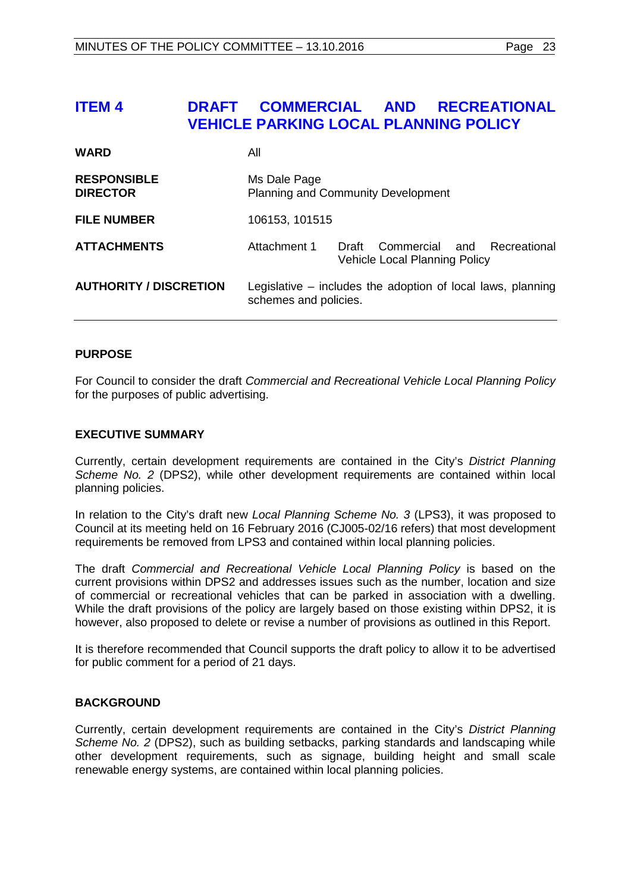## ITEM 4 DRAFT COMMERCIAL AND RECREATIONAL VEHICLE PARKING LOCAL PLANNING POLICY

| | |
|---|---|
| **WARD** | All |
| **RESPONSIBLE DIRECTOR** | Ms Dale Page<br>Planning and Community Development |
| **FILE NUMBER** | 106153, 101515 |
| **ATTACHMENTS** | Attachment 1 Draft Commercial and Recreational Vehicle Local Planning Policy |
| **AUTHORITY / DISCRETION** | Legislative – includes the adoption of local laws, planning schemes and policies. |

### PURPOSE

For Council to consider the draft *Commercial and Recreational Vehicle Local Planning Policy* for the purposes of public advertising.

### EXECUTIVE SUMMARY

Currently, certain development requirements are contained in the City's *District Planning Scheme No. 2* (DPS2), while other development requirements are contained within local planning policies.

In relation to the City's draft new *Local Planning Scheme No. 3* (LPS3), it was proposed to Council at its meeting held on 16 February 2016 (CJ005-02/16 refers) that most development requirements be removed from LPS3 and contained within local planning policies.

The draft *Commercial and Recreational Vehicle Local Planning Policy* is based on the current provisions within DPS2 and addresses issues such as the number, location and size of commercial or recreational vehicles that can be parked in association with a dwelling. While the draft provisions of the policy are largely based on those existing within DPS2, it is however, also proposed to delete or revise a number of provisions as outlined in this Report.

It is therefore recommended that Council supports the draft policy to allow it to be advertised for public comment for a period of 21 days.

### BACKGROUND

Currently, certain development requirements are contained in the City's *District Planning Scheme No. 2* (DPS2), such as building setbacks, parking standards and landscaping while other development requirements, such as signage, building height and small scale renewable energy systems, are contained within local planning policies.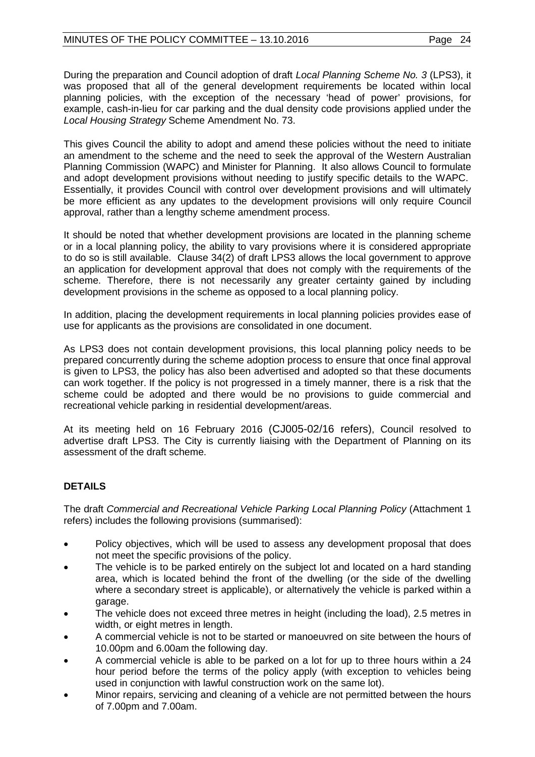During the preparation and Council adoption of draft *Local Planning Scheme No. 3* (LPS3), it was proposed that all of the general development requirements be located within local planning policies, with the exception of the necessary 'head of power' provisions, for example, cash-in-lieu for car parking and the dual density code provisions applied under the *Local Housing Strategy* Scheme Amendment No. 73.

This gives Council the ability to adopt and amend these policies without the need to initiate an amendment to the scheme and the need to seek the approval of the Western Australian Planning Commission (WAPC) and Minister for Planning. It also allows Council to formulate and adopt development provisions without needing to justify specific details to the WAPC. Essentially, it provides Council with control over development provisions and will ultimately be more efficient as any updates to the development provisions will only require Council approval, rather than a lengthy scheme amendment process.

It should be noted that whether development provisions are located in the planning scheme or in a local planning policy, the ability to vary provisions where it is considered appropriate to do so is still available. Clause 34(2) of draft LPS3 allows the local government to approve an application for development approval that does not comply with the requirements of the scheme. Therefore, there is not necessarily any greater certainty gained by including development provisions in the scheme as opposed to a local planning policy.

In addition, placing the development requirements in local planning policies provides ease of use for applicants as the provisions are consolidated in one document.

As LPS3 does not contain development provisions, this local planning policy needs to be prepared concurrently during the scheme adoption process to ensure that once final approval is given to LPS3, the policy has also been advertised and adopted so that these documents can work together. If the policy is not progressed in a timely manner, there is a risk that the scheme could be adopted and there would be no provisions to guide commercial and recreational vehicle parking in residential development/areas.

At its meeting held on 16 February 2016 (CJ005-02/16 refers), Council resolved to advertise draft LPS3. The City is currently liaising with the Department of Planning on its assessment of the draft scheme.

## DETAILS

The draft *Commercial and Recreational Vehicle Parking Local Planning Policy* (Attachment 1 refers) includes the following provisions (summarised):

- Policy objectives, which will be used to assess any development proposal that does not meet the specific provisions of the policy.
- The vehicle is to be parked entirely on the subject lot and located on a hard standing area, which is located behind the front of the dwelling (or the side of the dwelling where a secondary street is applicable), or alternatively the vehicle is parked within a garage.
- The vehicle does not exceed three metres in height (including the load), 2.5 metres in width, or eight metres in length.
- A commercial vehicle is not to be started or manoeuvred on site between the hours of 10.00pm and 6.00am the following day.
- A commercial vehicle is able to be parked on a lot for up to three hours within a 24 hour period before the terms of the policy apply (with exception to vehicles being used in conjunction with lawful construction work on the same lot).
- Minor repairs, servicing and cleaning of a vehicle are not permitted between the hours of 7.00pm and 7.00am.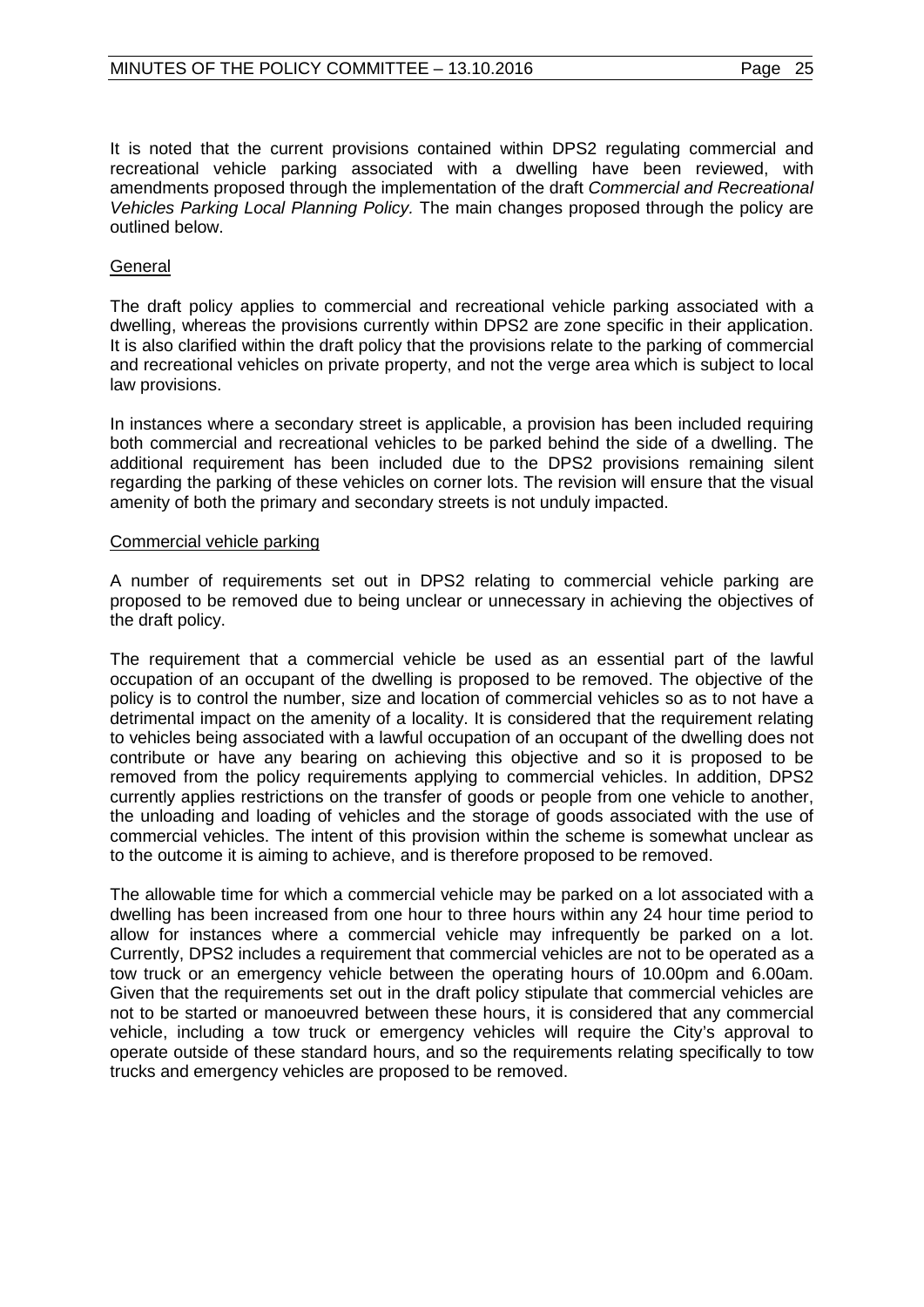It is noted that the current provisions contained within DPS2 regulating commercial and recreational vehicle parking associated with a dwelling have been reviewed, with amendments proposed through the implementation of the draft *Commercial and Recreational Vehicles Parking Local Planning Policy.* The main changes proposed through the policy are outlined below.

General

The draft policy applies to commercial and recreational vehicle parking associated with a dwelling, whereas the provisions currently within DPS2 are zone specific in their application. It is also clarified within the draft policy that the provisions relate to the parking of commercial and recreational vehicles on private property, and not the verge area which is subject to local law provisions.

In instances where a secondary street is applicable, a provision has been included requiring both commercial and recreational vehicles to be parked behind the side of a dwelling. The additional requirement has been included due to the DPS2 provisions remaining silent regarding the parking of these vehicles on corner lots. The revision will ensure that the visual amenity of both the primary and secondary streets is not unduly impacted.

Commercial vehicle parking

A number of requirements set out in DPS2 relating to commercial vehicle parking are proposed to be removed due to being unclear or unnecessary in achieving the objectives of the draft policy.

The requirement that a commercial vehicle be used as an essential part of the lawful occupation of an occupant of the dwelling is proposed to be removed. The objective of the policy is to control the number, size and location of commercial vehicles so as to not have a detrimental impact on the amenity of a locality. It is considered that the requirement relating to vehicles being associated with a lawful occupation of an occupant of the dwelling does not contribute or have any bearing on achieving this objective and so it is proposed to be removed from the policy requirements applying to commercial vehicles. In addition, DPS2 currently applies restrictions on the transfer of goods or people from one vehicle to another, the unloading and loading of vehicles and the storage of goods associated with the use of commercial vehicles. The intent of this provision within the scheme is somewhat unclear as to the outcome it is aiming to achieve, and is therefore proposed to be removed.

The allowable time for which a commercial vehicle may be parked on a lot associated with a dwelling has been increased from one hour to three hours within any 24 hour time period to allow for instances where a commercial vehicle may infrequently be parked on a lot. Currently, DPS2 includes a requirement that commercial vehicles are not to be operated as a tow truck or an emergency vehicle between the operating hours of 10.00pm and 6.00am. Given that the requirements set out in the draft policy stipulate that commercial vehicles are not to be started or manoeuvred between these hours, it is considered that any commercial vehicle, including a tow truck or emergency vehicles will require the City's approval to operate outside of these standard hours, and so the requirements relating specifically to tow trucks and emergency vehicles are proposed to be removed.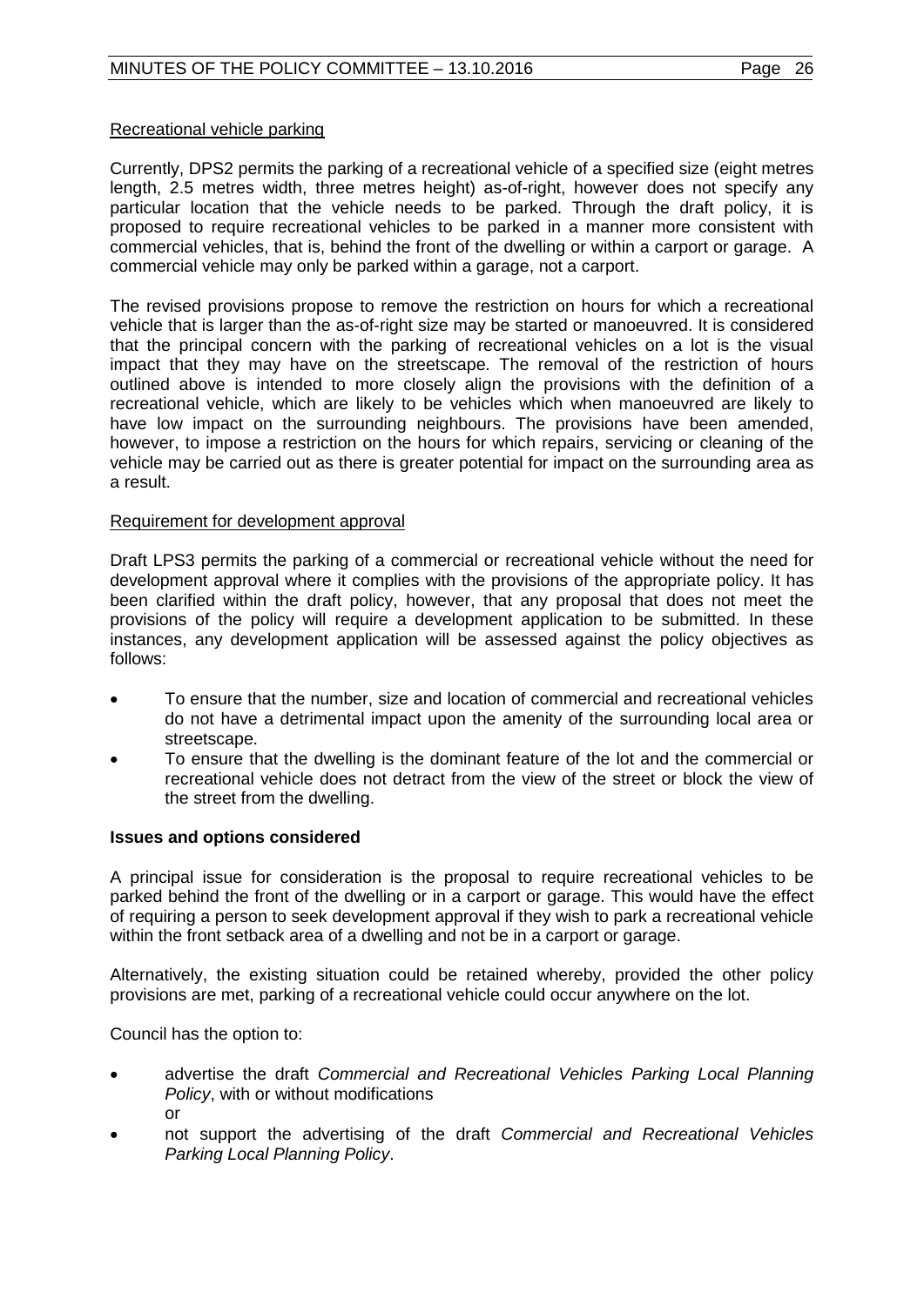Recreational vehicle parking

Currently, DPS2 permits the parking of a recreational vehicle of a specified size (eight metres length, 2.5 metres width, three metres height) as-of-right, however does not specify any particular location that the vehicle needs to be parked. Through the draft policy, it is proposed to require recreational vehicles to be parked in a manner more consistent with commercial vehicles, that is, behind the front of the dwelling or within a carport or garage. A commercial vehicle may only be parked within a garage, not a carport.

The revised provisions propose to remove the restriction on hours for which a recreational vehicle that is larger than the as-of-right size may be started or manoeuvred. It is considered that the principal concern with the parking of recreational vehicles on a lot is the visual impact that they may have on the streetscape. The removal of the restriction of hours outlined above is intended to more closely align the provisions with the definition of a recreational vehicle, which are likely to be vehicles which when manoeuvred are likely to have low impact on the surrounding neighbours. The provisions have been amended, however, to impose a restriction on the hours for which repairs, servicing or cleaning of the vehicle may be carried out as there is greater potential for impact on the surrounding area as a result.

Requirement for development approval

Draft LPS3 permits the parking of a commercial or recreational vehicle without the need for development approval where it complies with the provisions of the appropriate policy. It has been clarified within the draft policy, however, that any proposal that does not meet the provisions of the policy will require a development application to be submitted. In these instances, any development application will be assessed against the policy objectives as follows:

- To ensure that the number, size and location of commercial and recreational vehicles do not have a detrimental impact upon the amenity of the surrounding local area or streetscape.
- To ensure that the dwelling is the dominant feature of the lot and the commercial or recreational vehicle does not detract from the view of the street or block the view of the street from the dwelling.

**Issues and options considered**

A principal issue for consideration is the proposal to require recreational vehicles to be parked behind the front of the dwelling or in a carport or garage. This would have the effect of requiring a person to seek development approval if they wish to park a recreational vehicle within the front setback area of a dwelling and not be in a carport or garage.

Alternatively, the existing situation could be retained whereby, provided the other policy provisions are met, parking of a recreational vehicle could occur anywhere on the lot.

Council has the option to:

- advertise the draft *Commercial and Recreational Vehicles Parking Local Planning Policy*, with or without modifications

  or
- not support the advertising of the draft *Commercial and Recreational Vehicles Parking Local Planning Policy*.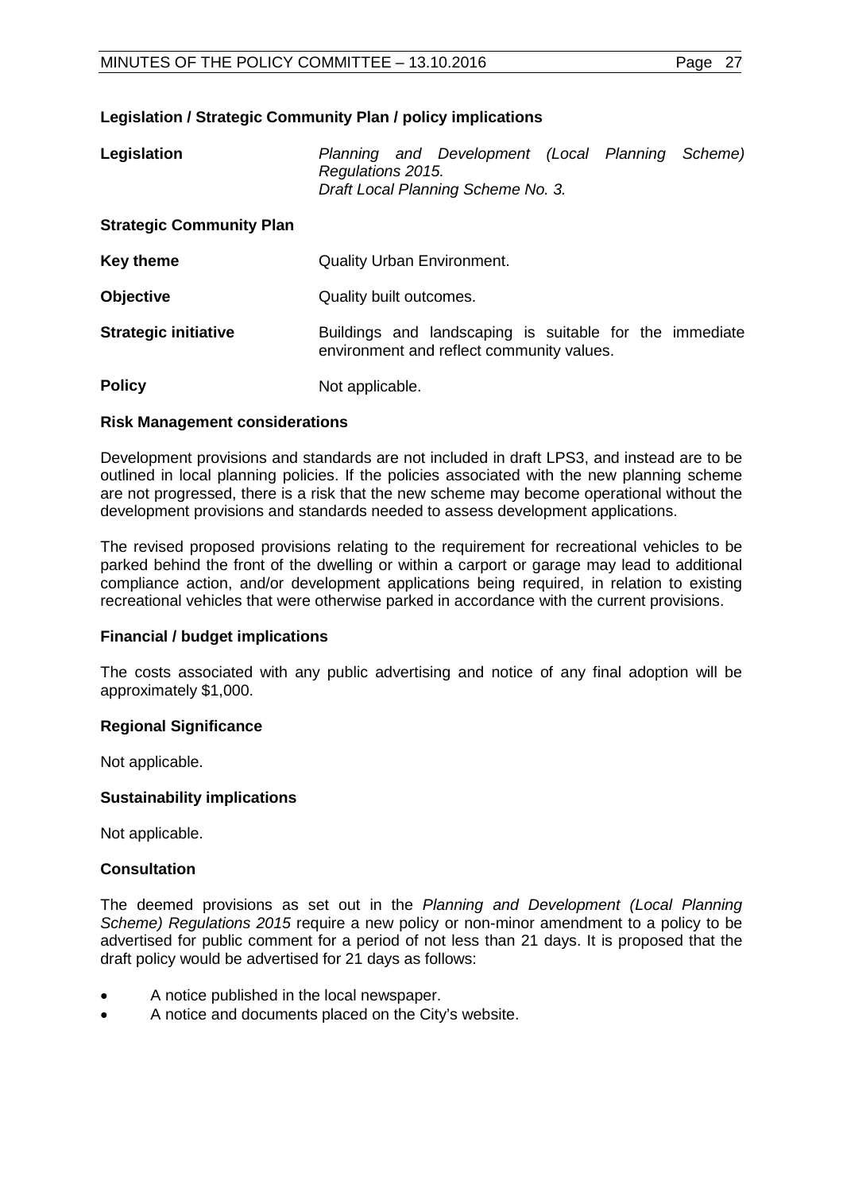**Legislation / Strategic Community Plan / policy implications**

| | |
|---|---|
| **Legislation** | *Planning and Development (Local Planning Scheme) Regulations 2015.* *Draft Local Planning Scheme No. 3.* |
| **Strategic Community Plan** | |
| **Key theme** | Quality Urban Environment. |
| **Objective** | Quality built outcomes. |
| **Strategic initiative** | Buildings and landscaping is suitable for the immediate environment and reflect community values. |
| **Policy** | Not applicable. |

**Risk Management considerations**

Development provisions and standards are not included in draft LPS3, and instead are to be outlined in local planning policies. If the policies associated with the new planning scheme are not progressed, there is a risk that the new scheme may become operational without the development provisions and standards needed to assess development applications.

The revised proposed provisions relating to the requirement for recreational vehicles to be parked behind the front of the dwelling or within a carport or garage may lead to additional compliance action, and/or development applications being required, in relation to existing recreational vehicles that were otherwise parked in accordance with the current provisions.

**Financial / budget implications**

The costs associated with any public advertising and notice of any final adoption will be approximately $1,000.

**Regional Significance**

Not applicable.

**Sustainability implications**

Not applicable.

**Consultation**

The deemed provisions as set out in the *Planning and Development (Local Planning Scheme) Regulations 2015* require a new policy or non-minor amendment to a policy to be advertised for public comment for a period of not less than 21 days. It is proposed that the draft policy would be advertised for 21 days as follows:

- A notice published in the local newspaper.
- A notice and documents placed on the City's website.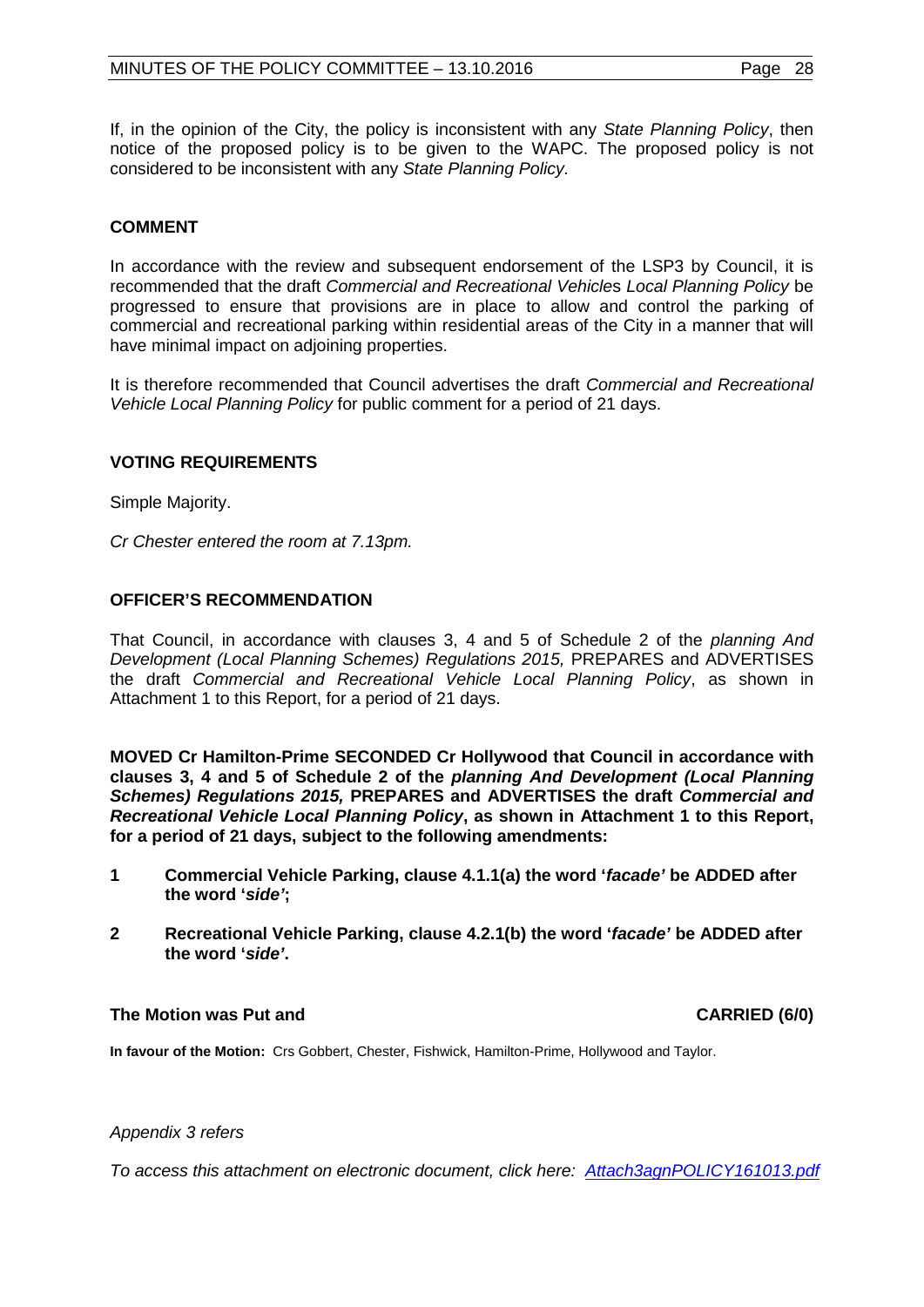If, in the opinion of the City, the policy is inconsistent with any *State Planning Policy*, then notice of the proposed policy is to be given to the WAPC. The proposed policy is not considered to be inconsistent with any *State Planning Policy.*

## COMMENT

In accordance with the review and subsequent endorsement of the LSP3 by Council, it is recommended that the draft *Commercial and Recreational Vehicles Local Planning Policy* be progressed to ensure that provisions are in place to allow and control the parking of commercial and recreational parking within residential areas of the City in a manner that will have minimal impact on adjoining properties.

It is therefore recommended that Council advertises the draft *Commercial and Recreational Vehicle Local Planning Policy* for public comment for a period of 21 days.

## VOTING REQUIREMENTS

Simple Majority.

*Cr Chester entered the room at 7.13pm.*

## OFFICER'S RECOMMENDATION

That Council, in accordance with clauses 3, 4 and 5 of Schedule 2 of the *planning And Development (Local Planning Schemes) Regulations 2015,* PREPARES and ADVERTISES the draft *Commercial and Recreational Vehicle Local Planning Policy*, as shown in Attachment 1 to this Report, for a period of 21 days.

**MOVED Cr Hamilton-Prime SECONDED Cr Hollywood that Council in accordance with clauses 3, 4 and 5 of Schedule 2 of the *planning And Development (Local Planning Schemes) Regulations 2015,* PREPARES and ADVERTISES the draft *Commercial and Recreational Vehicle Local Planning Policy*, as shown in Attachment 1 to this Report, for a period of 21 days, subject to the following amendments:**

1. **Commercial Vehicle Parking, clause 4.1.1(a) the word '*facade*' be ADDED after the word '*side*';**
2. **Recreational Vehicle Parking, clause 4.2.1(b) the word '*facade*' be ADDED after the word '*side*'.**

**The Motion was Put and CARRIED (6/0)**

**In favour of the Motion:** Crs Gobbert, Chester, Fishwick, Hamilton-Prime, Hollywood and Taylor.

*Appendix 3 refers*

*To access this attachment on electronic document, click here: Attach3agnPOLICY161013.pdf*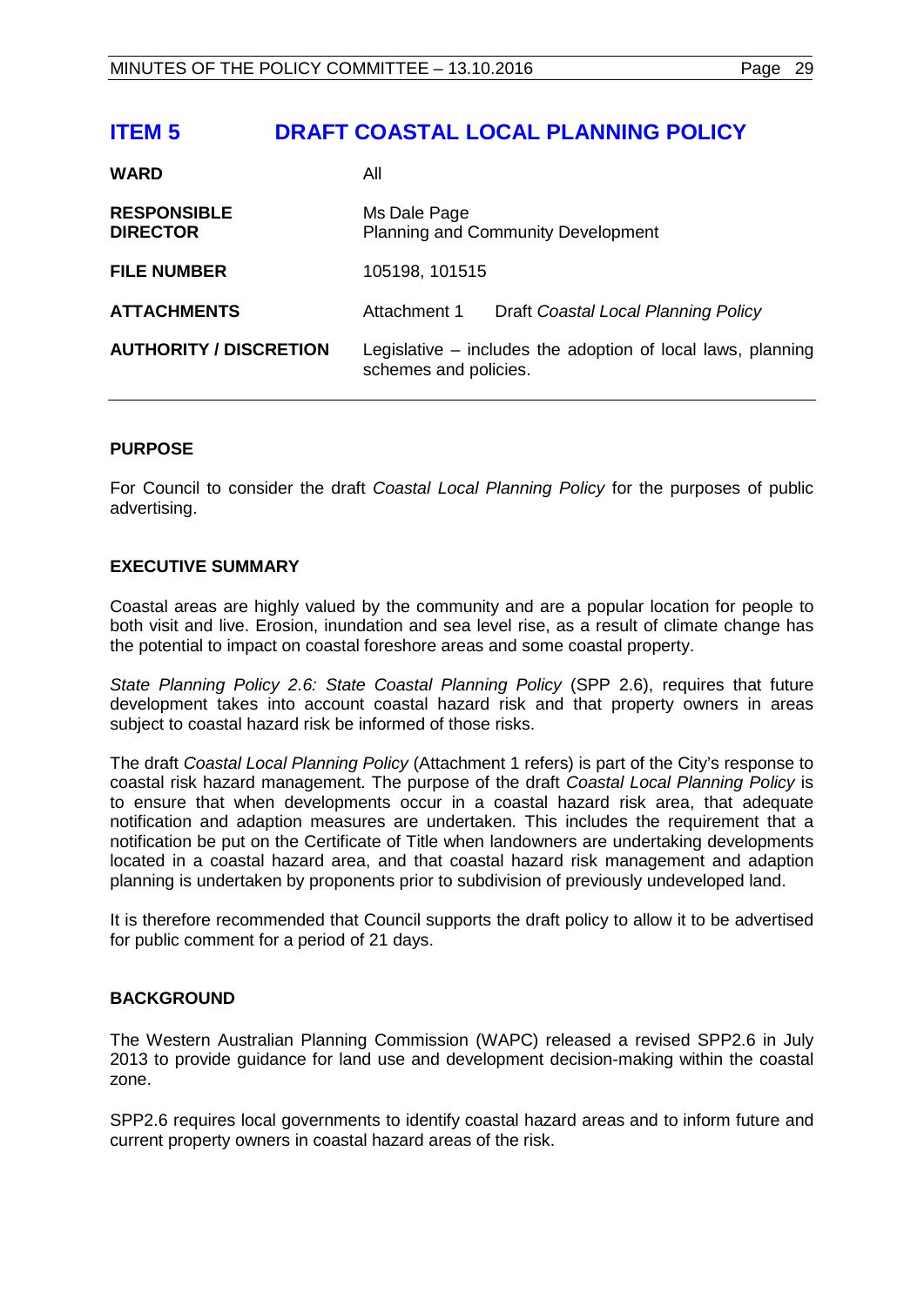# ITEM 5 DRAFT COASTAL LOCAL PLANNING POLICY

| | |
|---|---|
| **WARD** | All |
| **RESPONSIBLE DIRECTOR** | Ms Dale Page<br>Planning and Community Development |
| **FILE NUMBER** | 105198, 101515 |
| **ATTACHMENTS** | Attachment 1 Draft *Coastal Local Planning Policy* |
| **AUTHORITY / DISCRETION** | Legislative – includes the adoption of local laws, planning schemes and policies. |

### PURPOSE

For Council to consider the draft *Coastal Local Planning Policy* for the purposes of public advertising.

### EXECUTIVE SUMMARY

Coastal areas are highly valued by the community and are a popular location for people to both visit and live. Erosion, inundation and sea level rise, as a result of climate change has the potential to impact on coastal foreshore areas and some coastal property.

*State Planning Policy 2.6: State Coastal Planning Policy* (SPP 2.6), requires that future development takes into account coastal hazard risk and that property owners in areas subject to coastal hazard risk be informed of those risks.

The draft *Coastal Local Planning Policy* (Attachment 1 refers) is part of the City's response to coastal risk hazard management. The purpose of the draft *Coastal Local Planning Policy* is to ensure that when developments occur in a coastal hazard risk area, that adequate notification and adaption measures are undertaken. This includes the requirement that a notification be put on the Certificate of Title when landowners are undertaking developments located in a coastal hazard area, and that coastal hazard risk management and adaption planning is undertaken by proponents prior to subdivision of previously undeveloped land.

It is therefore recommended that Council supports the draft policy to allow it to be advertised for public comment for a period of 21 days.

### BACKGROUND

The Western Australian Planning Commission (WAPC) released a revised SPP2.6 in July 2013 to provide guidance for land use and development decision-making within the coastal zone.

SPP2.6 requires local governments to identify coastal hazard areas and to inform future and current property owners in coastal hazard areas of the risk.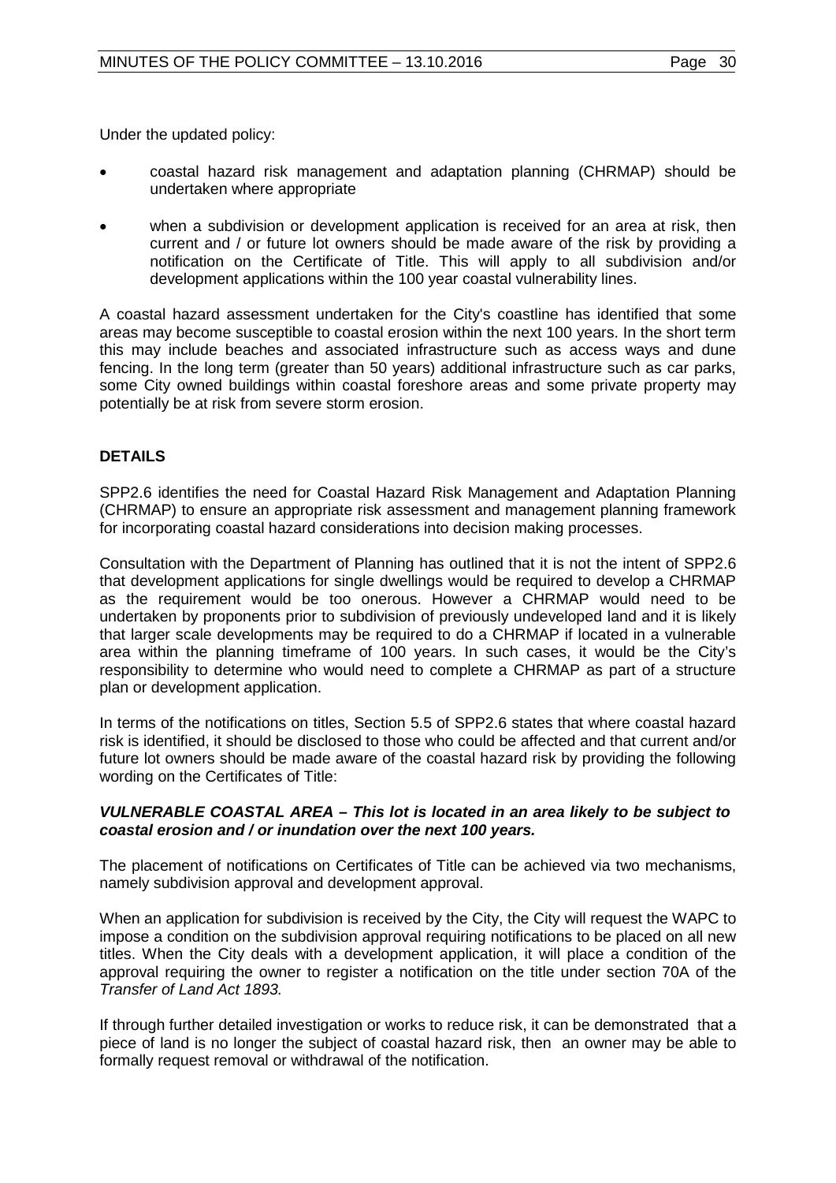Under the updated policy:

- coastal hazard risk management and adaptation planning (CHRMAP) should be undertaken where appropriate
- when a subdivision or development application is received for an area at risk, then current and / or future lot owners should be made aware of the risk by providing a notification on the Certificate of Title. This will apply to all subdivision and/or development applications within the 100 year coastal vulnerability lines.

A coastal hazard assessment undertaken for the City's coastline has identified that some areas may become susceptible to coastal erosion within the next 100 years. In the short term this may include beaches and associated infrastructure such as access ways and dune fencing. In the long term (greater than 50 years) additional infrastructure such as car parks, some City owned buildings within coastal foreshore areas and some private property may potentially be at risk from severe storm erosion.

## DETAILS

SPP2.6 identifies the need for Coastal Hazard Risk Management and Adaptation Planning (CHRMAP) to ensure an appropriate risk assessment and management planning framework for incorporating coastal hazard considerations into decision making processes.

Consultation with the Department of Planning has outlined that it is not the intent of SPP2.6 that development applications for single dwellings would be required to develop a CHRMAP as the requirement would be too onerous. However a CHRMAP would need to be undertaken by proponents prior to subdivision of previously undeveloped land and it is likely that larger scale developments may be required to do a CHRMAP if located in a vulnerable area within the planning timeframe of 100 years. In such cases, it would be the City's responsibility to determine who would need to complete a CHRMAP as part of a structure plan or development application.

In terms of the notifications on titles, Section 5.5 of SPP2.6 states that where coastal hazard risk is identified, it should be disclosed to those who could be affected and that current and/or future lot owners should be made aware of the coastal hazard risk by providing the following wording on the Certificates of Title:

***VULNERABLE COASTAL AREA – This lot is located in an area likely to be subject to coastal erosion and / or inundation over the next 100 years.***

The placement of notifications on Certificates of Title can be achieved via two mechanisms, namely subdivision approval and development approval.

When an application for subdivision is received by the City, the City will request the WAPC to impose a condition on the subdivision approval requiring notifications to be placed on all new titles. When the City deals with a development application, it will place a condition of the approval requiring the owner to register a notification on the title under section 70A of the *Transfer of Land Act 1893.*

If through further detailed investigation or works to reduce risk, it can be demonstrated that a piece of land is no longer the subject of coastal hazard risk, then an owner may be able to formally request removal or withdrawal of the notification.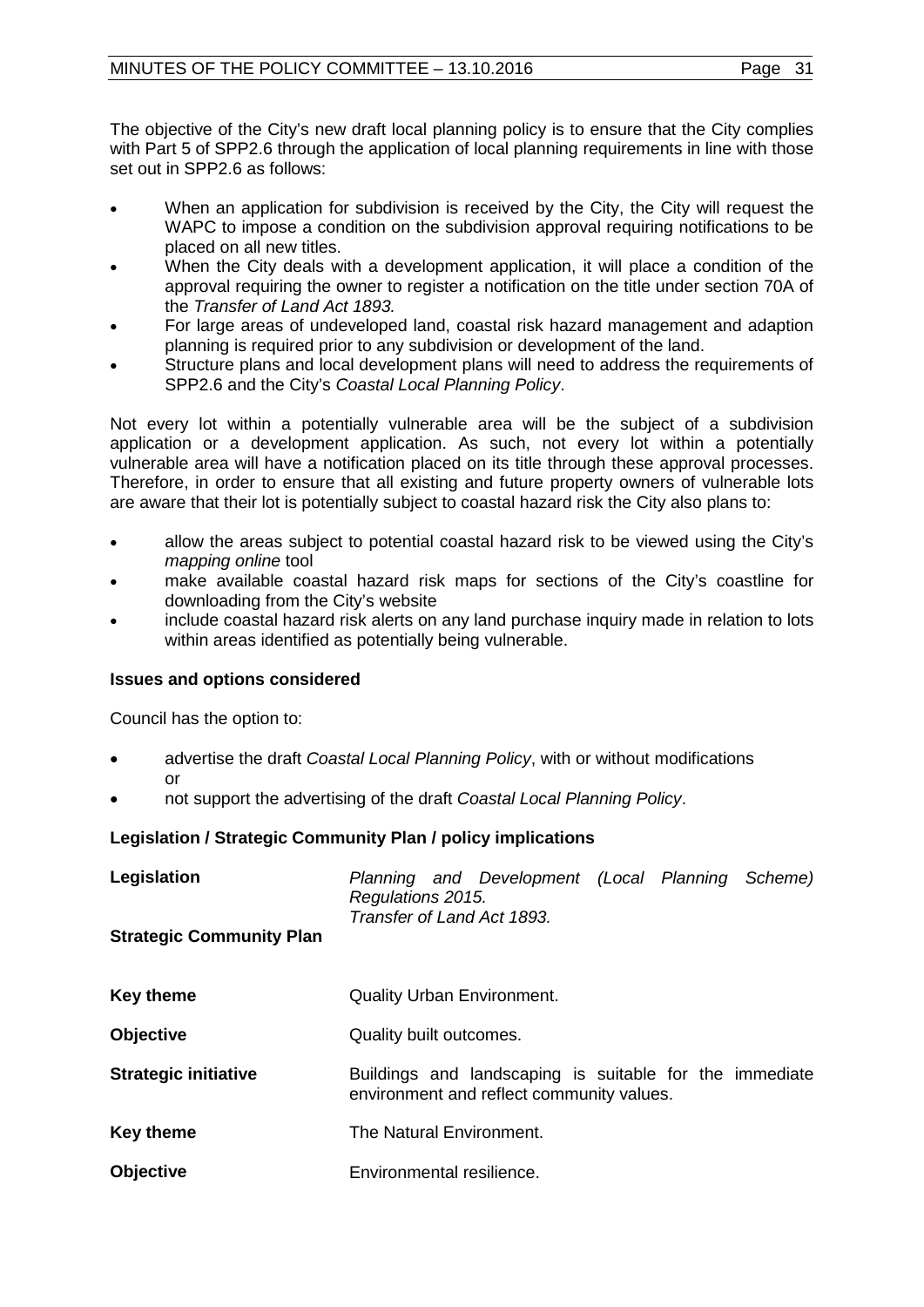The objective of the City's new draft local planning policy is to ensure that the City complies with Part 5 of SPP2.6 through the application of local planning requirements in line with those set out in SPP2.6 as follows:

- When an application for subdivision is received by the City, the City will request the WAPC to impose a condition on the subdivision approval requiring notifications to be placed on all new titles.
- When the City deals with a development application, it will place a condition of the approval requiring the owner to register a notification on the title under section 70A of the *Transfer of Land Act 1893.*
- For large areas of undeveloped land, coastal risk hazard management and adaption planning is required prior to any subdivision or development of the land.
- Structure plans and local development plans will need to address the requirements of SPP2.6 and the City's *Coastal Local Planning Policy*.

Not every lot within a potentially vulnerable area will be the subject of a subdivision application or a development application. As such, not every lot within a potentially vulnerable area will have a notification placed on its title through these approval processes. Therefore, in order to ensure that all existing and future property owners of vulnerable lots are aware that their lot is potentially subject to coastal hazard risk the City also plans to:

- allow the areas subject to potential coastal hazard risk to be viewed using the City's *mapping online* tool
- make available coastal hazard risk maps for sections of the City's coastline for downloading from the City's website
- include coastal hazard risk alerts on any land purchase inquiry made in relation to lots within areas identified as potentially being vulnerable.

**Issues and options considered**

Council has the option to:

- advertise the draft *Coastal Local Planning Policy*, with or without modifications or
- not support the advertising of the draft *Coastal Local Planning Policy*.

**Legislation / Strategic Community Plan / policy implications**

| | |
|---|---|
| **Legislation** | *Planning and Development (Local Planning Scheme) Regulations 2015.* *Transfer of Land Act 1893.* |
| **Strategic Community Plan** | |
| **Key theme** | Quality Urban Environment. |
| **Objective** | Quality built outcomes. |
| **Strategic initiative** | Buildings and landscaping is suitable for the immediate environment and reflect community values. |
| **Key theme** | The Natural Environment. |
| **Objective** | Environmental resilience. |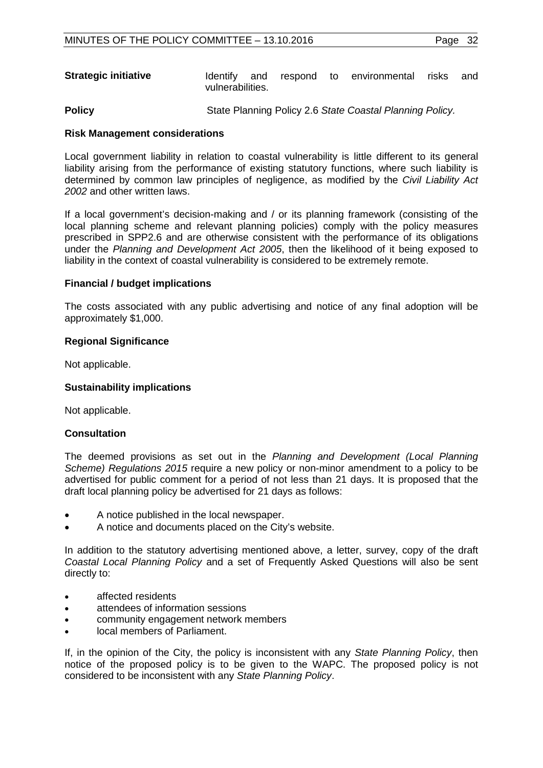**Strategic initiative** Identify and respond to environmental risks and vulnerabilities.

**Policy** State Planning Policy 2.6 *State Coastal Planning Policy.*

**Risk Management considerations**

Local government liability in relation to coastal vulnerability is little different to its general liability arising from the performance of existing statutory functions, where such liability is determined by common law principles of negligence, as modified by the *Civil Liability Act 2002* and other written laws.

If a local government's decision-making and / or its planning framework (consisting of the local planning scheme and relevant planning policies) comply with the policy measures prescribed in SPP2.6 and are otherwise consistent with the performance of its obligations under the *Planning and Development Act 2005*, then the likelihood of it being exposed to liability in the context of coastal vulnerability is considered to be extremely remote.

**Financial / budget implications**

The costs associated with any public advertising and notice of any final adoption will be approximately $1,000.

**Regional Significance**

Not applicable.

**Sustainability implications**

Not applicable.

**Consultation**

The deemed provisions as set out in the *Planning and Development (Local Planning Scheme) Regulations 2015* require a new policy or non-minor amendment to a policy to be advertised for public comment for a period of not less than 21 days. It is proposed that the draft local planning policy be advertised for 21 days as follows:

- A notice published in the local newspaper.
- A notice and documents placed on the City's website.

In addition to the statutory advertising mentioned above, a letter, survey, copy of the draft *Coastal Local Planning Policy* and a set of Frequently Asked Questions will also be sent directly to:

- affected residents
- attendees of information sessions
- community engagement network members
- local members of Parliament.

If, in the opinion of the City, the policy is inconsistent with any *State Planning Policy*, then notice of the proposed policy is to be given to the WAPC. The proposed policy is not considered to be inconsistent with any *State Planning Policy*.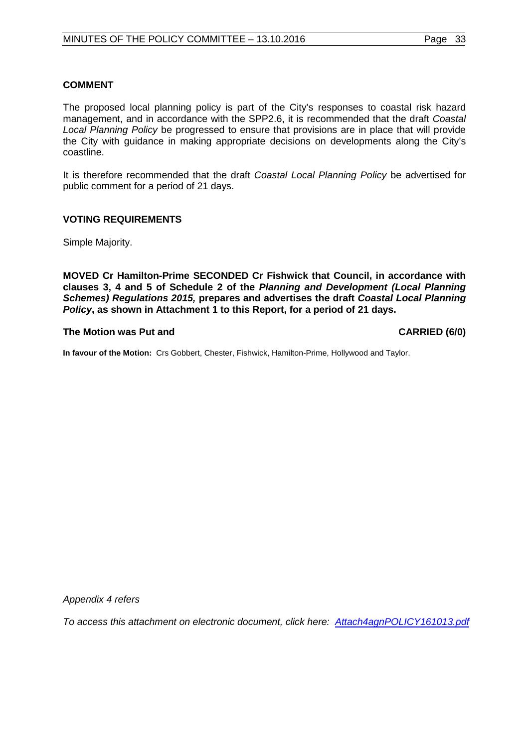### COMMENT

The proposed local planning policy is part of the City's responses to coastal risk hazard management, and in accordance with the SPP2.6, it is recommended that the draft *Coastal Local Planning Policy* be progressed to ensure that provisions are in place that will provide the City with guidance in making appropriate decisions on developments along the City's coastline.

It is therefore recommended that the draft *Coastal Local Planning Policy* be advertised for public comment for a period of 21 days.

### VOTING REQUIREMENTS

Simple Majority.

**MOVED Cr Hamilton-Prime SECONDED Cr Fishwick that Council, in accordance with clauses 3, 4 and 5 of Schedule 2 of the *Planning and Development (Local Planning Schemes) Regulations 2015,* prepares and advertises the draft *Coastal Local Planning Policy*, as shown in Attachment 1 to this Report, for a period of 21 days.**

**The Motion was Put and CARRIED (6/0)**

**In favour of the Motion:** Crs Gobbert, Chester, Fishwick, Hamilton-Prime, Hollywood and Taylor.

*Appendix 4 refers*

*To access this attachment on electronic document, click here: Attach4agnPOLICY161013.pdf*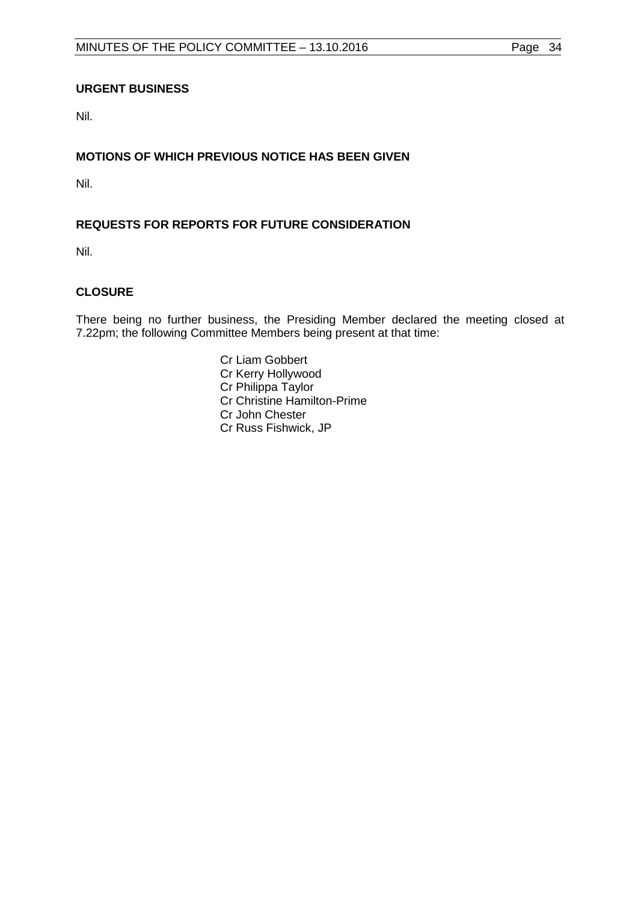## URGENT BUSINESS

Nil.

## MOTIONS OF WHICH PREVIOUS NOTICE HAS BEEN GIVEN

Nil.

## REQUESTS FOR REPORTS FOR FUTURE CONSIDERATION

Nil.

## CLOSURE

There being no further business, the Presiding Member declared the meeting closed at 7.22pm; the following Committee Members being present at that time:

Cr Liam Gobbert
Cr Kerry Hollywood
Cr Philippa Taylor
Cr Christine Hamilton-Prime
Cr John Chester
Cr Russ Fishwick, JP